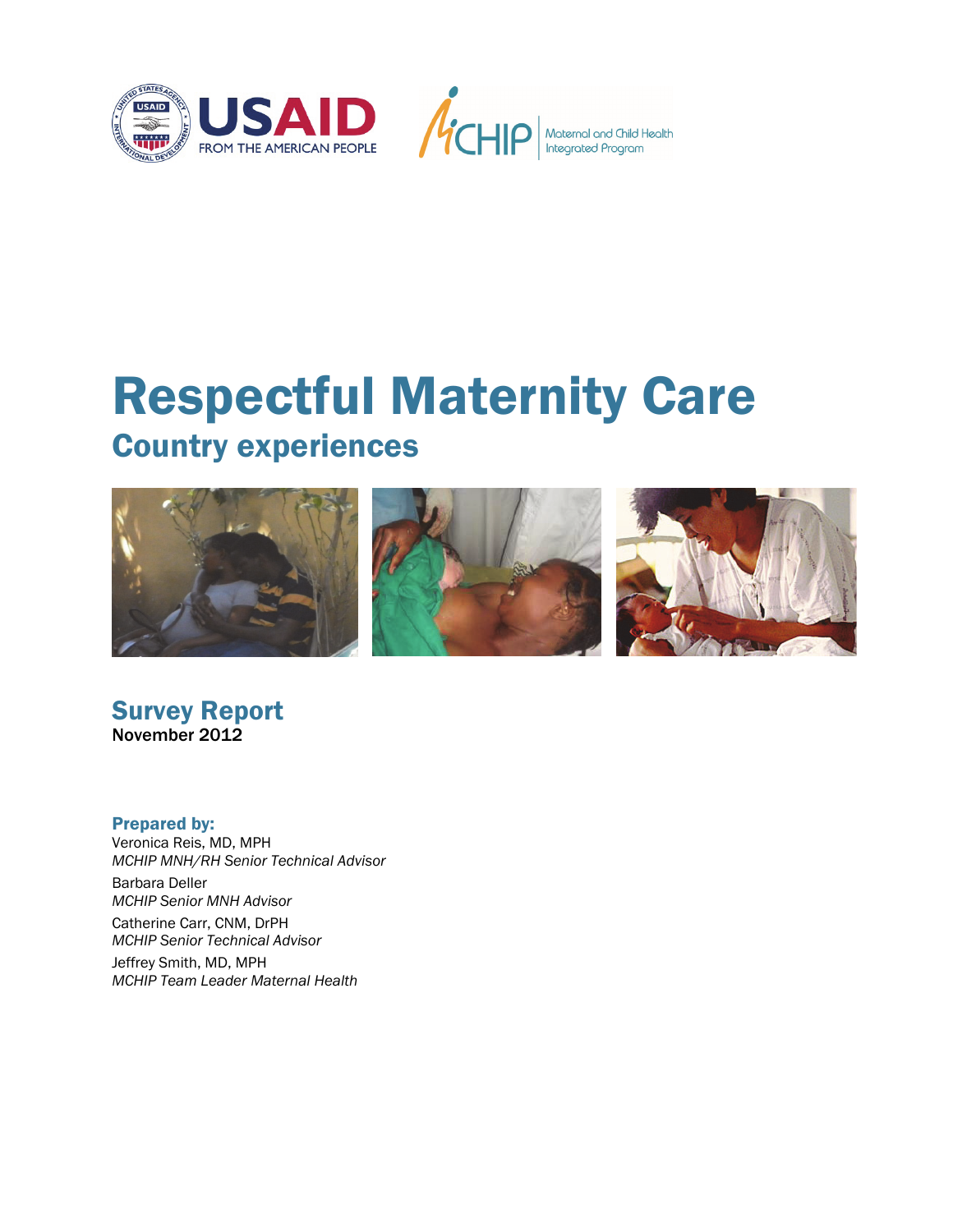USAID FROM THE AMERICAN PEOPLE

MCHIP Maternal and Child Health Integrated Program

# Respectful Maternity Care

## Country experiences

## Survey Report

**November 2012**

### Prepared by:

Veronica Reis, MD, MPH
*MCHIP MNH/RH Senior Technical Advisor*

Barbara Deller
*MCHIP Senior MNH Advisor*

Catherine Carr, CNM, DrPH
*MCHIP Senior Technical Advisor*

Jeffrey Smith, MD, MPH
*MCHIP Team Leader Maternal Health*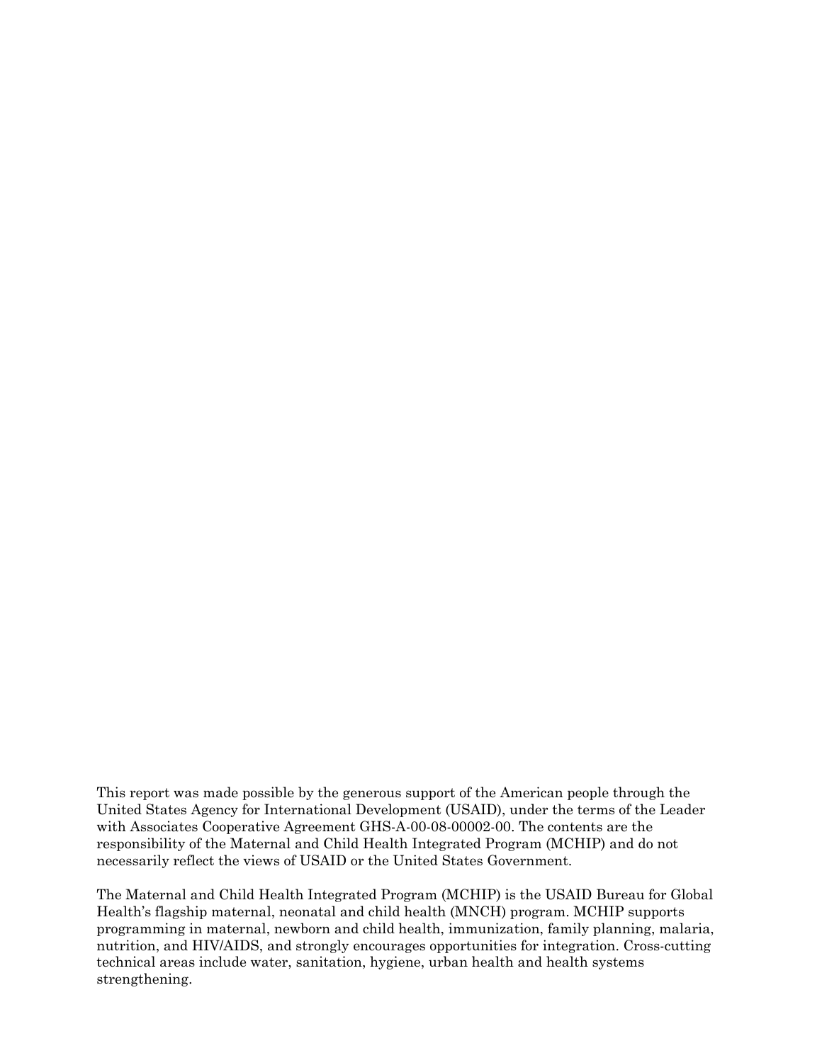This report was made possible by the generous support of the American people through the United States Agency for International Development (USAID), under the terms of the Leader with Associates Cooperative Agreement GHS-A-00-08-00002-00. The contents are the responsibility of the Maternal and Child Health Integrated Program (MCHIP) and do not necessarily reflect the views of USAID or the United States Government.

The Maternal and Child Health Integrated Program (MCHIP) is the USAID Bureau for Global Health's flagship maternal, neonatal and child health (MNCH) program. MCHIP supports programming in maternal, newborn and child health, immunization, family planning, malaria, nutrition, and HIV/AIDS, and strongly encourages opportunities for integration. Cross-cutting technical areas include water, sanitation, hygiene, urban health and health systems strengthening.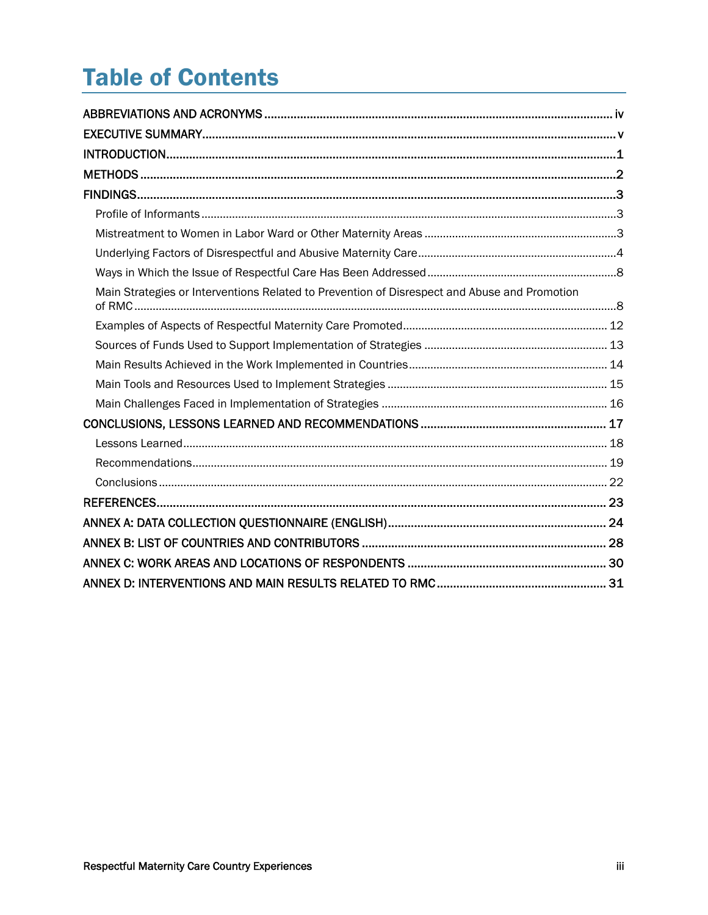# Table of Contents

- ABBREVIATIONS AND ACRONYMS ..... iv
- EXECUTIVE SUMMARY ..... v
- INTRODUCTION ..... 1
- METHODS ..... 2
- FINDINGS ..... 3
  - Profile of Informants ..... 3
  - Mistreatment to Women in Labor Ward or Other Maternity Areas ..... 3
  - Underlying Factors of Disrespectful and Abusive Maternity Care ..... 4
  - Ways in Which the Issue of Respectful Care Has Been Addressed ..... 8
  - Main Strategies or Interventions Related to Prevention of Disrespect and Abuse and Promotion of RMC ..... 8
  - Examples of Aspects of Respectful Maternity Care Promoted ..... 12
  - Sources of Funds Used to Support Implementation of Strategies ..... 13
  - Main Results Achieved in the Work Implemented in Countries ..... 14
  - Main Tools and Resources Used to Implement Strategies ..... 15
  - Main Challenges Faced in Implementation of Strategies ..... 16
- CONCLUSIONS, LESSONS LEARNED AND RECOMMENDATIONS ..... 17
  - Lessons Learned ..... 18
  - Recommendations ..... 19
  - Conclusions ..... 22
- REFERENCES ..... 23
- ANNEX A: DATA COLLECTION QUESTIONNAIRE (ENGLISH) ..... 24
- ANNEX B: LIST OF COUNTRIES AND CONTRIBUTORS ..... 28
- ANNEX C: WORK AREAS AND LOCATIONS OF RESPONDENTS ..... 30
- ANNEX D: INTERVENTIONS AND MAIN RESULTS RELATED TO RMC ..... 31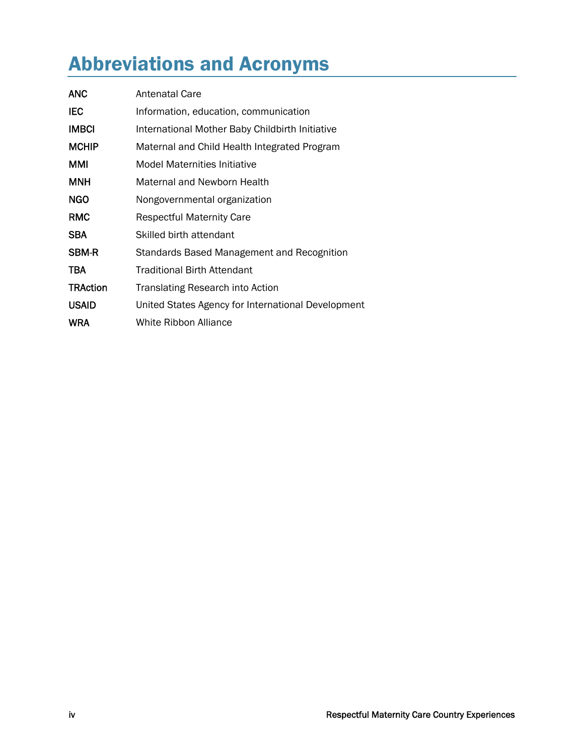# Abbreviations and Acronyms

| | |
|---|---|
| ANC | Antenatal Care |
| IEC | Information, education, communication |
| IMBCI | International Mother Baby Childbirth Initiative |
| MCHIP | Maternal and Child Health Integrated Program |
| MMI | Model Maternities Initiative |
| MNH | Maternal and Newborn Health |
| NGO | Nongovernmental organization |
| RMC | Respectful Maternity Care |
| SBA | Skilled birth attendant |
| SBM-R | Standards Based Management and Recognition |
| TBA | Traditional Birth Attendant |
| TRAction | Translating Research into Action |
| USAID | United States Agency for International Development |
| WRA | White Ribbon Alliance |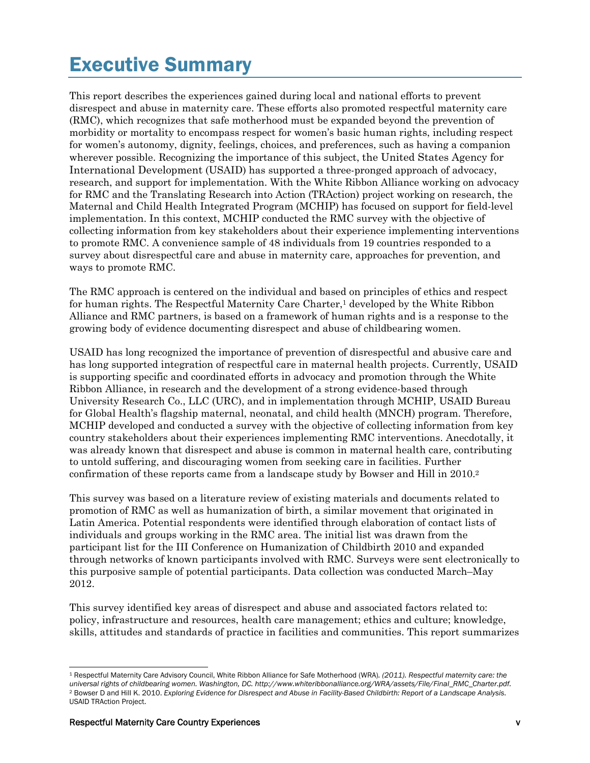# Executive Summary

This report describes the experiences gained during local and national efforts to prevent disrespect and abuse in maternity care. These efforts also promoted respectful maternity care (RMC), which recognizes that safe motherhood must be expanded beyond the prevention of morbidity or mortality to encompass respect for women's basic human rights, including respect for women's autonomy, dignity, feelings, choices, and preferences, such as having a companion wherever possible. Recognizing the importance of this subject, the United States Agency for International Development (USAID) has supported a three-pronged approach of advocacy, research, and support for implementation. With the White Ribbon Alliance working on advocacy for RMC and the Translating Research into Action (TRAction) project working on research, the Maternal and Child Health Integrated Program (MCHIP) has focused on support for field-level implementation. In this context, MCHIP conducted the RMC survey with the objective of collecting information from key stakeholders about their experience implementing interventions to promote RMC. A convenience sample of 48 individuals from 19 countries responded to a survey about disrespectful care and abuse in maternity care, approaches for prevention, and ways to promote RMC.

The RMC approach is centered on the individual and based on principles of ethics and respect for human rights. The Respectful Maternity Care Charter,[1] developed by the White Ribbon Alliance and RMC partners, is based on a framework of human rights and is a response to the growing body of evidence documenting disrespect and abuse of childbearing women.

USAID has long recognized the importance of prevention of disrespectful and abusive care and has long supported integration of respectful care in maternal health projects. Currently, USAID is supporting specific and coordinated efforts in advocacy and promotion through the White Ribbon Alliance, in research and the development of a strong evidence-based through University Research Co., LLC (URC), and in implementation through MCHIP, USAID Bureau for Global Health's flagship maternal, neonatal, and child health (MNCH) program. Therefore, MCHIP developed and conducted a survey with the objective of collecting information from key country stakeholders about their experiences implementing RMC interventions. Anecdotally, it was already known that disrespect and abuse is common in maternal health care, contributing to untold suffering, and discouraging women from seeking care in facilities. Further confirmation of these reports came from a landscape study by Bowser and Hill in 2010.[2]

This survey was based on a literature review of existing materials and documents related to promotion of RMC as well as humanization of birth, a similar movement that originated in Latin America. Potential respondents were identified through elaboration of contact lists of individuals and groups working in the RMC area. The initial list was drawn from the participant list for the III Conference on Humanization of Childbirth 2010 and expanded through networks of known participants involved with RMC. Surveys were sent electronically to this purposive sample of potential participants. Data collection was conducted March–May 2012.

This survey identified key areas of disrespect and abuse and associated factors related to: policy, infrastructure and resources, health care management; ethics and culture; knowledge, skills, attitudes and standards of practice in facilities and communities. This report summarizes

---

[1] Respectful Maternity Care Advisory Council, White Ribbon Alliance for Safe Motherhood (WRA). *(2011). Respectful maternity care: the universal rights of childbearing women. Washington, DC. http://www.whiteribbonalliance.org/WRA/assets/File/Final_RMC_Charter.pdf.*

[2] Bowser D and Hill K. 2010. *Exploring Evidence for Disrespect and Abuse in Facility-Based Childbirth: Report of a Landscape Analysis.* USAID TRAction Project.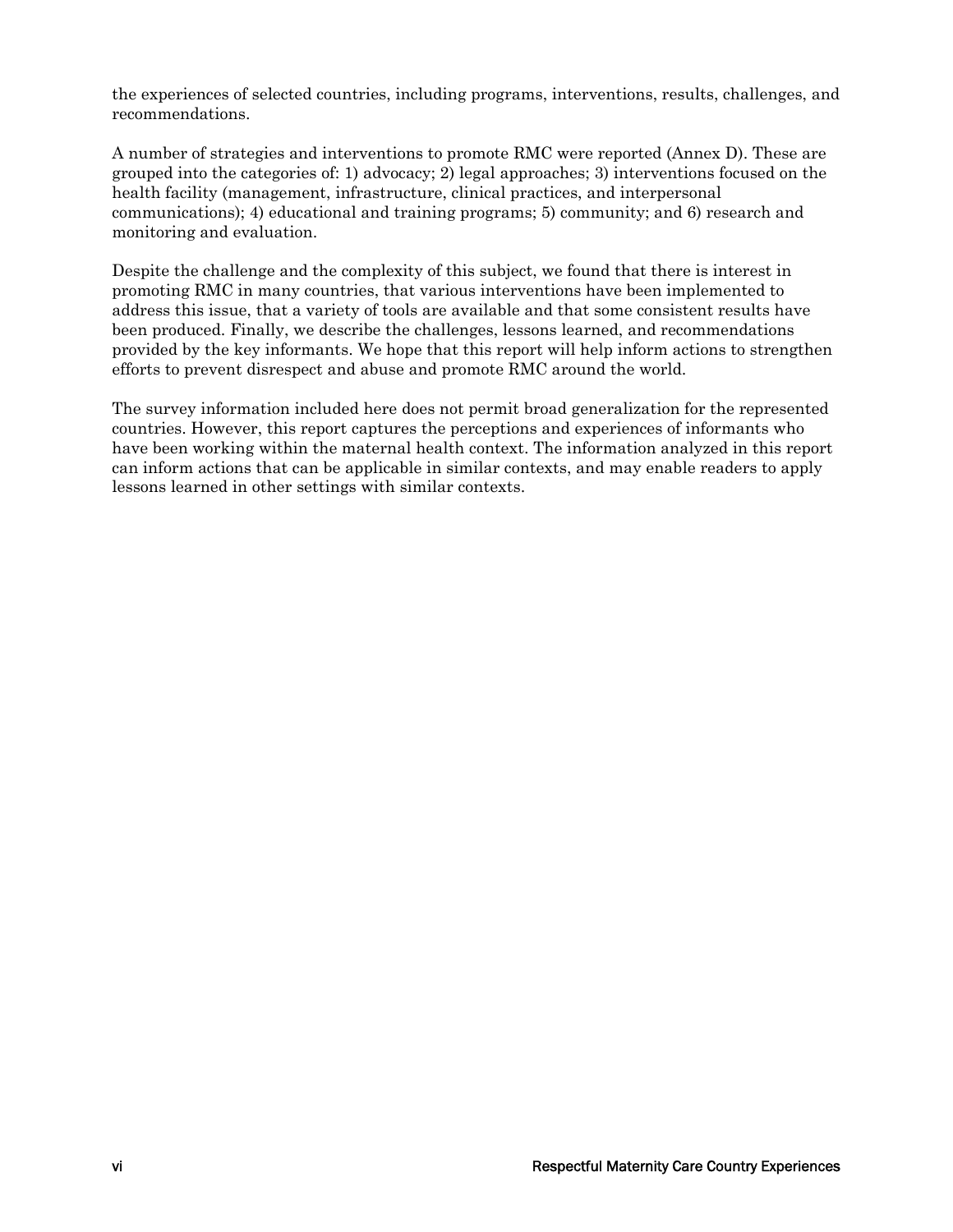the experiences of selected countries, including programs, interventions, results, challenges, and recommendations.

A number of strategies and interventions to promote RMC were reported (Annex D). These are grouped into the categories of: 1) advocacy; 2) legal approaches; 3) interventions focused on the health facility (management, infrastructure, clinical practices, and interpersonal communications); 4) educational and training programs; 5) community; and 6) research and monitoring and evaluation.

Despite the challenge and the complexity of this subject, we found that there is interest in promoting RMC in many countries, that various interventions have been implemented to address this issue, that a variety of tools are available and that some consistent results have been produced. Finally, we describe the challenges, lessons learned, and recommendations provided by the key informants. We hope that this report will help inform actions to strengthen efforts to prevent disrespect and abuse and promote RMC around the world.

The survey information included here does not permit broad generalization for the represented countries. However, this report captures the perceptions and experiences of informants who have been working within the maternal health context. The information analyzed in this report can inform actions that can be applicable in similar contexts, and may enable readers to apply lessons learned in other settings with similar contexts.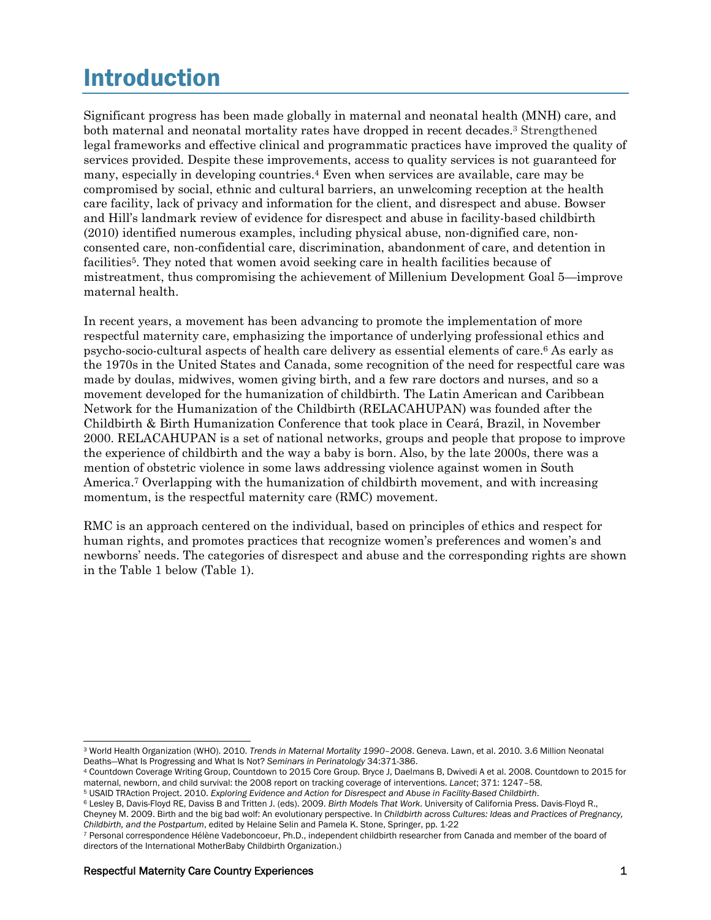# Introduction

Significant progress has been made globally in maternal and neonatal health (MNH) care, and both maternal and neonatal mortality rates have dropped in recent decades.[3] Strengthened legal frameworks and effective clinical and programmatic practices have improved the quality of services provided. Despite these improvements, access to quality services is not guaranteed for many, especially in developing countries.[4] Even when services are available, care may be compromised by social, ethnic and cultural barriers, an unwelcoming reception at the health care facility, lack of privacy and information for the client, and disrespect and abuse. Bowser and Hill's landmark review of evidence for disrespect and abuse in facility-based childbirth (2010) identified numerous examples, including physical abuse, non-dignified care, non-consented care, non-confidential care, discrimination, abandonment of care, and detention in facilities[5]. They noted that women avoid seeking care in health facilities because of mistreatment, thus compromising the achievement of Millenium Development Goal 5—improve maternal health.

In recent years, a movement has been advancing to promote the implementation of more respectful maternity care, emphasizing the importance of underlying professional ethics and psycho-socio-cultural aspects of health care delivery as essential elements of care.[6] As early as the 1970s in the United States and Canada, some recognition of the need for respectful care was made by doulas, midwives, women giving birth, and a few rare doctors and nurses, and so a movement developed for the humanization of childbirth. The Latin American and Caribbean Network for the Humanization of the Childbirth (RELACAHUPAN) was founded after the Childbirth & Birth Humanization Conference that took place in Ceará, Brazil, in November 2000. RELACAHUPAN is a set of national networks, groups and people that propose to improve the experience of childbirth and the way a baby is born. Also, by the late 2000s, there was a mention of obstetric violence in some laws addressing violence against women in South America.[7] Overlapping with the humanization of childbirth movement, and with increasing momentum, is the respectful maternity care (RMC) movement.

RMC is an approach centered on the individual, based on principles of ethics and respect for human rights, and promotes practices that recognize women's preferences and women's and newborns' needs. The categories of disrespect and abuse and the corresponding rights are shown in the Table 1 below (Table 1).

---

[3] World Health Organization (WHO). 2010. *Trends in Maternal Mortality 1990–2008*. Geneva. Lawn, et al. 2010. 3.6 Million Neonatal Deaths—What Is Progressing and What Is Not? *Seminars in Perinatology* 34:371-386.

[4] Countdown Coverage Writing Group, Countdown to 2015 Core Group. Bryce J, Daelmans B, Dwivedi A et al. 2008. Countdown to 2015 for maternal, newborn, and child survival: the 2008 report on tracking coverage of interventions. *Lancet*; 371: 1247–58.

[5] USAID TRAction Project. 2010. *Exploring Evidence and Action for Disrespect and Abuse in Facility-Based Childbirth*.

[6] Lesley B, Davis-Floyd RE, Daviss B and Tritten J. (eds). 2009. *Birth Models That Work*. University of California Press. Davis-Floyd R., Cheyney M. 2009. Birth and the big bad wolf: An evolutionary perspective. In *Childbirth across Cultures: Ideas and Practices of Pregnancy, Childbirth, and the Postpartum*, edited by Helaine Selin and Pamela K. Stone, Springer, pp. 1-22

[7] Personal correspondence Hélène Vadeboncoeur, Ph.D., independent childbirth researcher from Canada and member of the board of directors of the International MotherBaby Childbirth Organization.)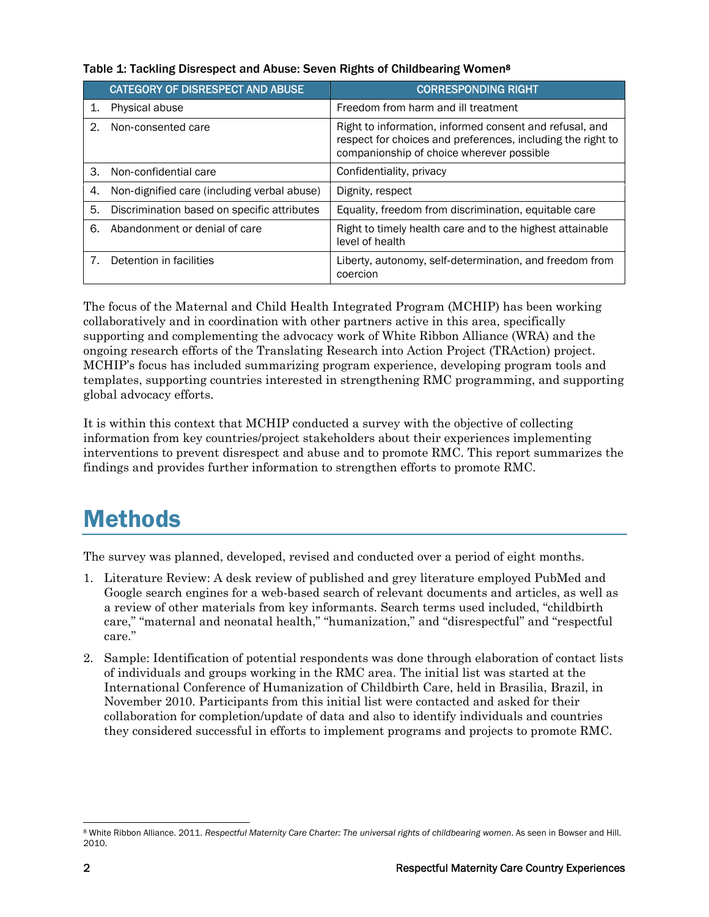Table 1: Tackling Disrespect and Abuse: Seven Rights of Childbearing Women[8]

| CATEGORY OF DISRESPECT AND ABUSE | CORRESPONDING RIGHT |
|---|---|
| 1. Physical abuse | Freedom from harm and ill treatment |
| 2. Non-consented care | Right to information, informed consent and refusal, and respect for choices and preferences, including the right to companionship of choice wherever possible |
| 3. Non-confidential care | Confidentiality, privacy |
| 4. Non-dignified care (including verbal abuse) | Dignity, respect |
| 5. Discrimination based on specific attributes | Equality, freedom from discrimination, equitable care |
| 6. Abandonment or denial of care | Right to timely health care and to the highest attainable level of health |
| 7. Detention in facilities | Liberty, autonomy, self-determination, and freedom from coercion |

The focus of the Maternal and Child Health Integrated Program (MCHIP) has been working collaboratively and in coordination with other partners active in this area, specifically supporting and complementing the advocacy work of White Ribbon Alliance (WRA) and the ongoing research efforts of the Translating Research into Action Project (TRAction) project. MCHIP's focus has included summarizing program experience, developing program tools and templates, supporting countries interested in strengthening RMC programming, and supporting global advocacy efforts.

It is within this context that MCHIP conducted a survey with the objective of collecting information from key countries/project stakeholders about their experiences implementing interventions to prevent disrespect and abuse and to promote RMC. This report summarizes the findings and provides further information to strengthen efforts to promote RMC.

# Methods

The survey was planned, developed, revised and conducted over a period of eight months.

1. Literature Review: A desk review of published and grey literature employed PubMed and Google search engines for a web-based search of relevant documents and articles, as well as a review of other materials from key informants. Search terms used included, "childbirth care," "maternal and neonatal health," "humanization," and "disrespectful" and "respectful care."
2. Sample: Identification of potential respondents was done through elaboration of contact lists of individuals and groups working in the RMC area. The initial list was started at the International Conference of Humanization of Childbirth Care, held in Brasilia, Brazil, in November 2010. Participants from this initial list were contacted and asked for their collaboration for completion/update of data and also to identify individuals and countries they considered successful in efforts to implement programs and projects to promote RMC.

[8] White Ribbon Alliance. 2011. *Respectful Maternity Care Charter: The universal rights of childbearing women*. As seen in Bowser and Hill. 2010.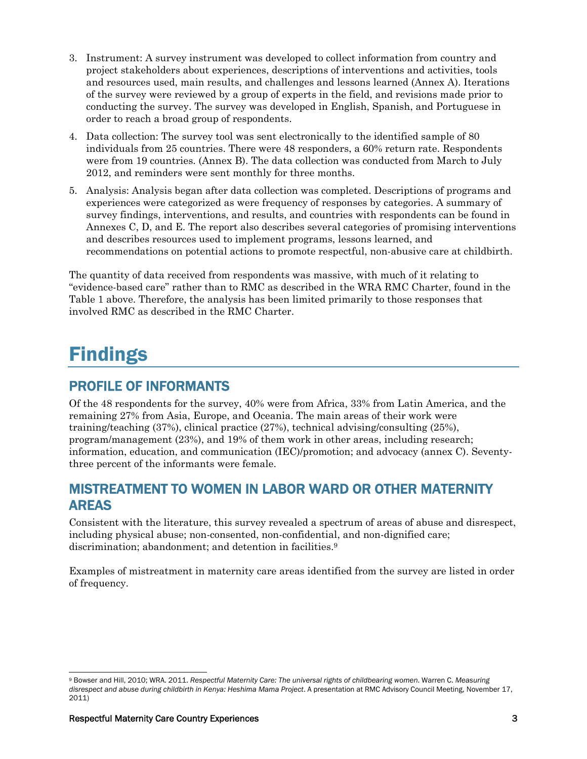3. Instrument: A survey instrument was developed to collect information from country and project stakeholders about experiences, descriptions of interventions and activities, tools and resources used, main results, and challenges and lessons learned (Annex A). Iterations of the survey were reviewed by a group of experts in the field, and revisions made prior to conducting the survey. The survey was developed in English, Spanish, and Portuguese in order to reach a broad group of respondents.
4. Data collection: The survey tool was sent electronically to the identified sample of 80 individuals from 25 countries. There were 48 responders, a 60% return rate. Respondents were from 19 countries. (Annex B). The data collection was conducted from March to July 2012, and reminders were sent monthly for three months.
5. Analysis: Analysis began after data collection was completed. Descriptions of programs and experiences were categorized as were frequency of responses by categories. A summary of survey findings, interventions, and results, and countries with respondents can be found in Annexes C, D, and E. The report also describes several categories of promising interventions and describes resources used to implement programs, lessons learned, and recommendations on potential actions to promote respectful, non-abusive care at childbirth.

The quantity of data received from respondents was massive, with much of it relating to "evidence-based care" rather than to RMC as described in the WRA RMC Charter, found in the Table 1 above. Therefore, the analysis has been limited primarily to those responses that involved RMC as described in the RMC Charter.

# Findings

## PROFILE OF INFORMANTS

Of the 48 respondents for the survey, 40% were from Africa, 33% from Latin America, and the remaining 27% from Asia, Europe, and Oceania. The main areas of their work were training/teaching (37%), clinical practice (27%), technical advising/consulting (25%), program/management (23%), and 19% of them work in other areas, including research; information, education, and communication (IEC)/promotion; and advocacy (annex C). Seventy-three percent of the informants were female.

## MISTREATMENT TO WOMEN IN LABOR WARD OR OTHER MATERNITY AREAS

Consistent with the literature, this survey revealed a spectrum of areas of abuse and disrespect, including physical abuse; non-consented, non-confidential, and non-dignified care; discrimination; abandonment; and detention in facilities.[9]

Examples of mistreatment in maternity care areas identified from the survey are listed in order of frequency.

[9] Bowser and Hill, 2010; WRA. 2011. *Respectful Maternity Care: The universal rights of childbearing women*. Warren C. *Measuring disrespect and abuse during childbirth in Kenya: Heshima Mama Project*. A presentation at RMC Advisory Council Meeting, November 17, 2011)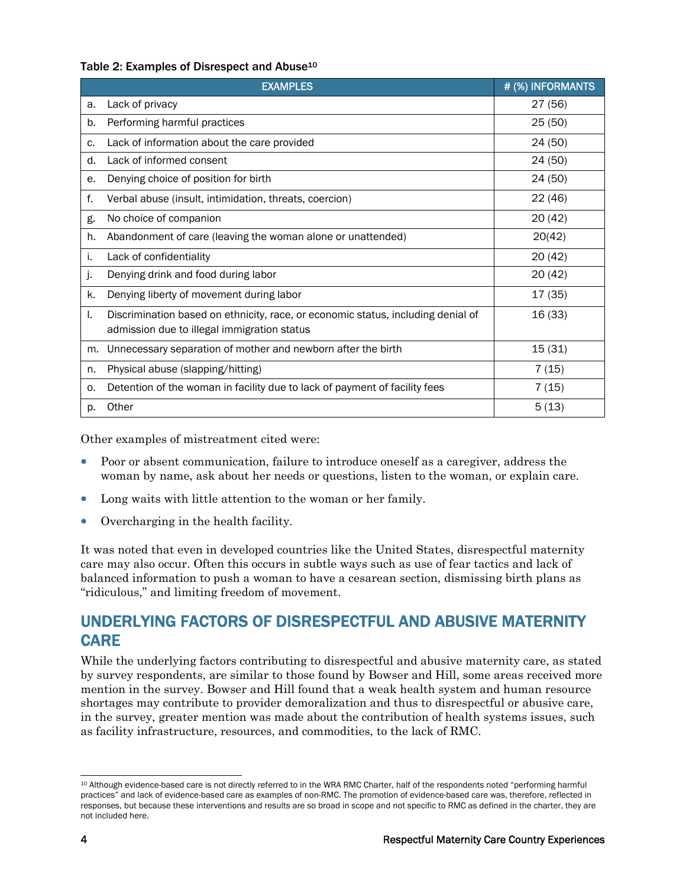Table 2: Examples of Disrespect and Abuse[10]

| EXAMPLES | # (%) INFORMANTS |
|---|---|
| a. Lack of privacy | 27 (56) |
| b. Performing harmful practices | 25 (50) |
| c. Lack of information about the care provided | 24 (50) |
| d. Lack of informed consent | 24 (50) |
| e. Denying choice of position for birth | 24 (50) |
| f. Verbal abuse (insult, intimidation, threats, coercion) | 22 (46) |
| g. No choice of companion | 20 (42) |
| h. Abandonment of care (leaving the woman alone or unattended) | 20(42) |
| i. Lack of confidentiality | 20 (42) |
| j. Denying drink and food during labor | 20 (42) |
| k. Denying liberty of movement during labor | 17 (35) |
| l. Discrimination based on ethnicity, race, or economic status, including denial of admission due to illegal immigration status | 16 (33) |
| m. Unnecessary separation of mother and newborn after the birth | 15 (31) |
| n. Physical abuse (slapping/hitting) | 7 (15) |
| o. Detention of the woman in facility due to lack of payment of facility fees | 7 (15) |
| p. Other | 5 (13) |

Other examples of mistreatment cited were:

- Poor or absent communication, failure to introduce oneself as a caregiver, address the woman by name, ask about her needs or questions, listen to the woman, or explain care.
- Long waits with little attention to the woman or her family.
- Overcharging in the health facility.

It was noted that even in developed countries like the United States, disrespectful maternity care may also occur. Often this occurs in subtle ways such as use of fear tactics and lack of balanced information to push a woman to have a cesarean section, dismissing birth plans as "ridiculous," and limiting freedom of movement.

## UNDERLYING FACTORS OF DISRESPECTFUL AND ABUSIVE MATERNITY CARE

While the underlying factors contributing to disrespectful and abusive maternity care, as stated by survey respondents, are similar to those found by Bowser and Hill, some areas received more mention in the survey. Bowser and Hill found that a weak health system and human resource shortages may contribute to provider demoralization and thus to disrespectful or abusive care, in the survey, greater mention was made about the contribution of health systems issues, such as facility infrastructure, resources, and commodities, to the lack of RMC.

[10] Although evidence-based care is not directly referred to in the WRA RMC Charter, half of the respondents noted "performing harmful practices" and lack of evidence-based care as examples of non-RMC. The promotion of evidence-based care was, therefore, reflected in responses, but because these interventions and results are so broad in scope and not specific to RMC as defined in the charter, they are not included here.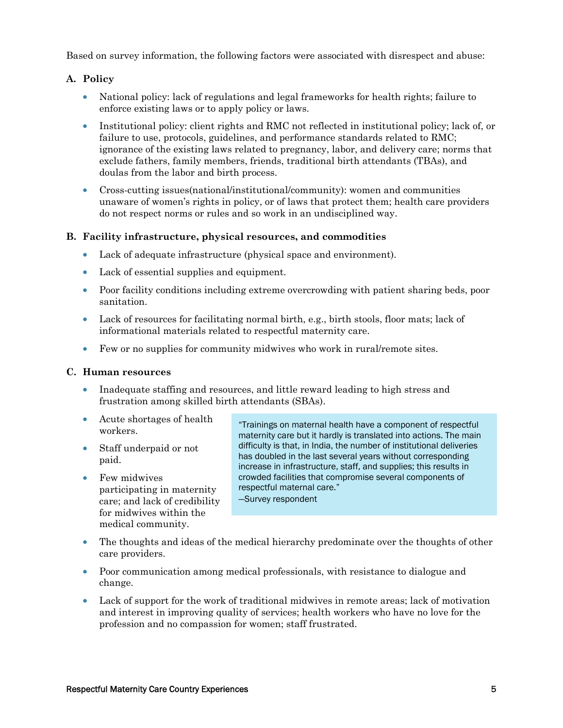Based on survey information, the following factors were associated with disrespect and abuse:

**A. Policy**

- National policy: lack of regulations and legal frameworks for health rights; failure to enforce existing laws or to apply policy or laws.
- Institutional policy: client rights and RMC not reflected in institutional policy; lack of, or failure to use, protocols, guidelines, and performance standards related to RMC; ignorance of the existing laws related to pregnancy, labor, and delivery care; norms that exclude fathers, family members, friends, traditional birth attendants (TBAs), and doulas from the labor and birth process.
- Cross-cutting issues(national/institutional/community): women and communities unaware of women's rights in policy, or of laws that protect them; health care providers do not respect norms or rules and so work in an undisciplined way.

**B. Facility infrastructure, physical resources, and commodities**

- Lack of adequate infrastructure (physical space and environment).
- Lack of essential supplies and equipment.
- Poor facility conditions including extreme overcrowding with patient sharing beds, poor sanitation.
- Lack of resources for facilitating normal birth, e.g., birth stools, floor mats; lack of informational materials related to respectful maternity care.
- Few or no supplies for community midwives who work in rural/remote sites.

**C. Human resources**

- Inadequate staffing and resources, and little reward leading to high stress and frustration among skilled birth attendants (SBAs).
- Acute shortages of health workers.
- Staff underpaid or not paid.
- Few midwives participating in maternity care; and lack of credibility for midwives within the medical community.
- The thoughts and ideas of the medical hierarchy predominate over the thoughts of other care providers.
- Poor communication among medical professionals, with resistance to dialogue and change.
- Lack of support for the work of traditional midwives in remote areas; lack of motivation and interest in improving quality of services; health workers who have no love for the profession and no compassion for women; staff frustrated.

> "Trainings on maternal health have a component of respectful maternity care but it hardly is translated into actions. The main difficulty is that, in India, the number of institutional deliveries has doubled in the last several years without corresponding increase in infrastructure, staff, and supplies; this results in crowded facilities that compromise several components of respectful maternal care."
> —Survey respondent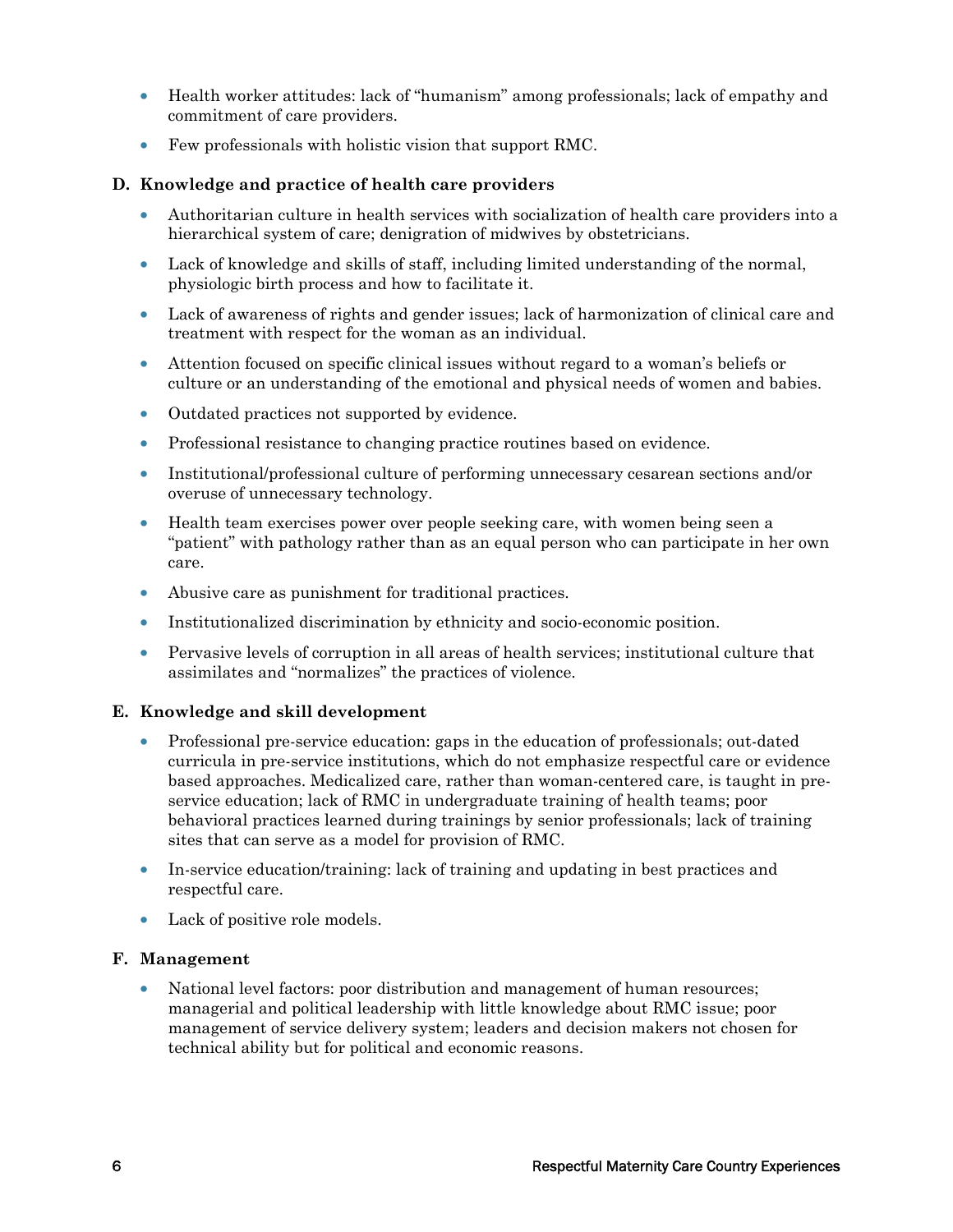- Health worker attitudes: lack of "humanism" among professionals; lack of empathy and commitment of care providers.
- Few professionals with holistic vision that support RMC.

### D. Knowledge and practice of health care providers

- Authoritarian culture in health services with socialization of health care providers into a hierarchical system of care; denigration of midwives by obstetricians.
- Lack of knowledge and skills of staff, including limited understanding of the normal, physiologic birth process and how to facilitate it.
- Lack of awareness of rights and gender issues; lack of harmonization of clinical care and treatment with respect for the woman as an individual.
- Attention focused on specific clinical issues without regard to a woman's beliefs or culture or an understanding of the emotional and physical needs of women and babies.
- Outdated practices not supported by evidence.
- Professional resistance to changing practice routines based on evidence.
- Institutional/professional culture of performing unnecessary cesarean sections and/or overuse of unnecessary technology.
- Health team exercises power over people seeking care, with women being seen a "patient" with pathology rather than as an equal person who can participate in her own care.
- Abusive care as punishment for traditional practices.
- Institutionalized discrimination by ethnicity and socio-economic position.
- Pervasive levels of corruption in all areas of health services; institutional culture that assimilates and "normalizes" the practices of violence.

### E. Knowledge and skill development

- Professional pre-service education: gaps in the education of professionals; out-dated curricula in pre-service institutions, which do not emphasize respectful care or evidence based approaches. Medicalized care, rather than woman-centered care, is taught in pre-service education; lack of RMC in undergraduate training of health teams; poor behavioral practices learned during trainings by senior professionals; lack of training sites that can serve as a model for provision of RMC.
- In-service education/training: lack of training and updating in best practices and respectful care.
- Lack of positive role models.

### F. Management

- National level factors: poor distribution and management of human resources; managerial and political leadership with little knowledge about RMC issue; poor management of service delivery system; leaders and decision makers not chosen for technical ability but for political and economic reasons.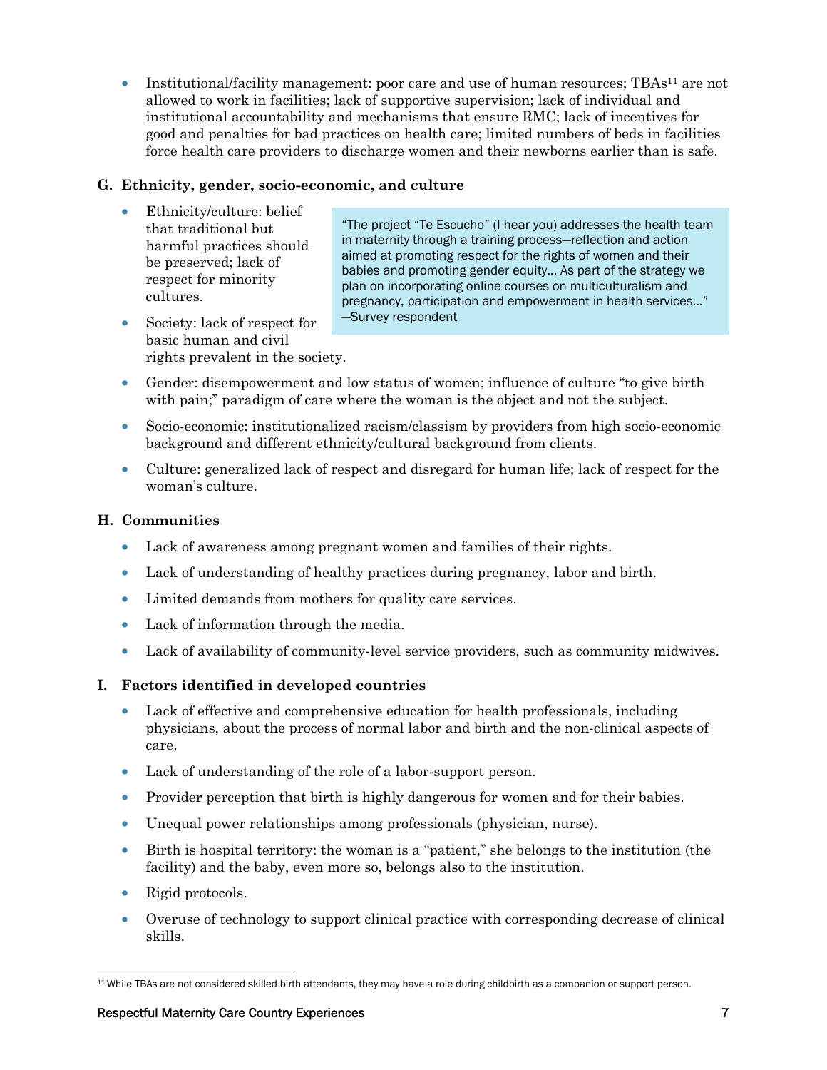- Institutional/facility management: poor care and use of human resources; TBAs[11] are not allowed to work in facilities; lack of supportive supervision; lack of individual and institutional accountability and mechanisms that ensure RMC; lack of incentives for good and penalties for bad practices on health care; limited numbers of beds in facilities force health care providers to discharge women and their newborns earlier than is safe.

### G. Ethnicity, gender, socio-economic, and culture

- Ethnicity/culture: belief that traditional but harmful practices should be preserved; lack of respect for minority cultures.
- Society: lack of respect for basic human and civil rights prevalent in the society.

> "The project "Te Escucho" (I hear you) addresses the health team in maternity through a training process—reflection and action aimed at promoting respect for the rights of women and their babies and promoting gender equity… As part of the strategy we plan on incorporating online courses on multiculturalism and pregnancy, participation and empowerment in health services…" —Survey respondent

- Gender: disempowerment and low status of women; influence of culture "to give birth with pain;" paradigm of care where the woman is the object and not the subject.
- Socio-economic: institutionalized racism/classism by providers from high socio-economic background and different ethnicity/cultural background from clients.
- Culture: generalized lack of respect and disregard for human life; lack of respect for the woman's culture.

### H. Communities

- Lack of awareness among pregnant women and families of their rights.
- Lack of understanding of healthy practices during pregnancy, labor and birth.
- Limited demands from mothers for quality care services.
- Lack of information through the media.
- Lack of availability of community-level service providers, such as community midwives.

### I. Factors identified in developed countries

- Lack of effective and comprehensive education for health professionals, including physicians, about the process of normal labor and birth and the non-clinical aspects of care.
- Lack of understanding of the role of a labor-support person.
- Provider perception that birth is highly dangerous for women and for their babies.
- Unequal power relationships among professionals (physician, nurse).
- Birth is hospital territory: the woman is a "patient," she belongs to the institution (the facility) and the baby, even more so, belongs also to the institution.
- Rigid protocols.
- Overuse of technology to support clinical practice with corresponding decrease of clinical skills.

[11] While TBAs are not considered skilled birth attendants, they may have a role during childbirth as a companion or support person.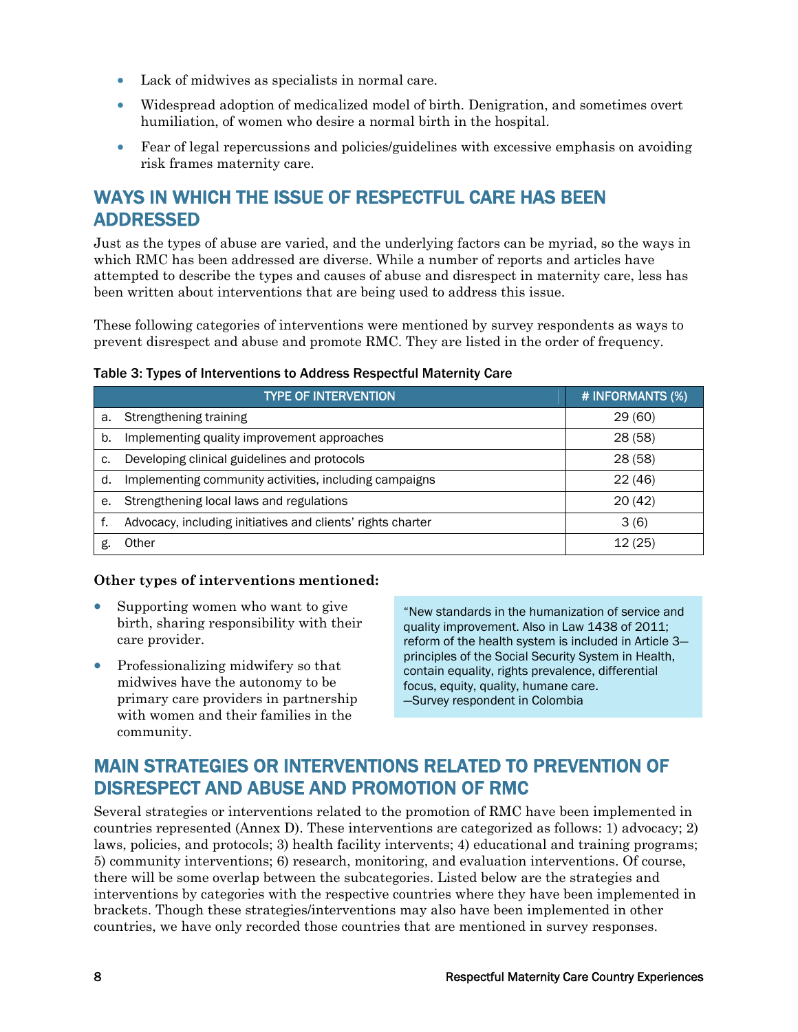- Lack of midwives as specialists in normal care.
- Widespread adoption of medicalized model of birth. Denigration, and sometimes overt humiliation, of women who desire a normal birth in the hospital.
- Fear of legal repercussions and policies/guidelines with excessive emphasis on avoiding risk frames maternity care.

## WAYS IN WHICH THE ISSUE OF RESPECTFUL CARE HAS BEEN ADDRESSED

Just as the types of abuse are varied, and the underlying factors can be myriad, so the ways in which RMC has been addressed are diverse. While a number of reports and articles have attempted to describe the types and causes of abuse and disrespect in maternity care, less has been written about interventions that are being used to address this issue.

These following categories of interventions were mentioned by survey respondents as ways to prevent disrespect and abuse and promote RMC. They are listed in the order of frequency.

**Table 3: Types of Interventions to Address Respectful Maternity Care**

| TYPE OF INTERVENTION | # INFORMANTS (%) |
|---|---|
| a. Strengthening training | 29 (60) |
| b. Implementing quality improvement approaches | 28 (58) |
| c. Developing clinical guidelines and protocols | 28 (58) |
| d. Implementing community activities, including campaigns | 22 (46) |
| e. Strengthening local laws and regulations | 20 (42) |
| f. Advocacy, including initiatives and clients' rights charter | 3 (6) |
| g. Other | 12 (25) |

**Other types of interventions mentioned:**

- Supporting women who want to give birth, sharing responsibility with their care provider.
- Professionalizing midwifery so that midwives have the autonomy to be primary care providers in partnership with women and their families in the community.

> "New standards in the humanization of service and quality improvement. Also in Law 1438 of 2011; reform of the health system is included in Article 3—principles of the Social Security System in Health, contain equality, rights prevalence, differential focus, equity, quality, humane care.
> —Survey respondent in Colombia

## MAIN STRATEGIES OR INTERVENTIONS RELATED TO PREVENTION OF DISRESPECT AND ABUSE AND PROMOTION OF RMC

Several strategies or interventions related to the promotion of RMC have been implemented in countries represented (Annex D). These interventions are categorized as follows: 1) advocacy; 2) laws, policies, and protocols; 3) health facility intervents; 4) educational and training programs; 5) community interventions; 6) research, monitoring, and evaluation interventions. Of course, there will be some overlap between the subcategories. Listed below are the strategies and interventions by categories with the respective countries where they have been implemented in brackets. Though these strategies/interventions may also have been implemented in other countries, we have only recorded those countries that are mentioned in survey responses.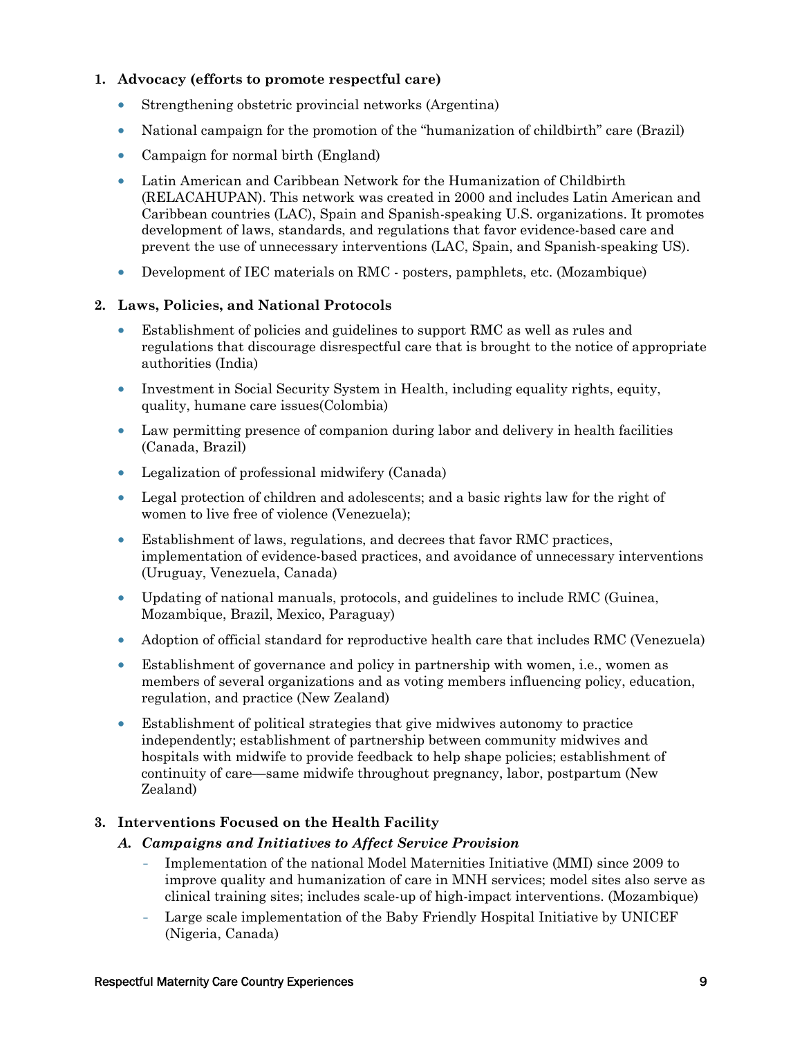1. **Advocacy (efforts to promote respectful care)**
    - Strengthening obstetric provincial networks (Argentina)
    - National campaign for the promotion of the "humanization of childbirth" care (Brazil)
    - Campaign for normal birth (England)
    - Latin American and Caribbean Network for the Humanization of Childbirth (RELACAHUPAN). This network was created in 2000 and includes Latin American and Caribbean countries (LAC), Spain and Spanish-speaking U.S. organizations. It promotes development of laws, standards, and regulations that favor evidence-based care and prevent the use of unnecessary interventions (LAC, Spain, and Spanish-speaking US).
    - Development of IEC materials on RMC - posters, pamphlets, etc. (Mozambique)

2. **Laws, Policies, and National Protocols**
    - Establishment of policies and guidelines to support RMC as well as rules and regulations that discourage disrespectful care that is brought to the notice of appropriate authorities (India)
    - Investment in Social Security System in Health, including equality rights, equity, quality, humane care issues(Colombia)
    - Law permitting presence of companion during labor and delivery in health facilities (Canada, Brazil)
    - Legalization of professional midwifery (Canada)
    - Legal protection of children and adolescents; and a basic rights law for the right of women to live free of violence (Venezuela);
    - Establishment of laws, regulations, and decrees that favor RMC practices, implementation of evidence-based practices, and avoidance of unnecessary interventions (Uruguay, Venezuela, Canada)
    - Updating of national manuals, protocols, and guidelines to include RMC (Guinea, Mozambique, Brazil, Mexico, Paraguay)
    - Adoption of official standard for reproductive health care that includes RMC (Venezuela)
    - Establishment of governance and policy in partnership with women, i.e., women as members of several organizations and as voting members influencing policy, education, regulation, and practice (New Zealand)
    - Establishment of political strategies that give midwives autonomy to practice independently; establishment of partnership between community midwives and hospitals with midwife to provide feedback to help shape policies; establishment of continuity of care—same midwife throughout pregnancy, labor, postpartum (New Zealand)

3. **Interventions Focused on the Health Facility**

    ***A. Campaigns and Initiatives to Affect Service Provision***
    - Implementation of the national Model Maternities Initiative (MMI) since 2009 to improve quality and humanization of care in MNH services; model sites also serve as clinical training sites; includes scale-up of high-impact interventions. (Mozambique)
    - Large scale implementation of the Baby Friendly Hospital Initiative by UNICEF (Nigeria, Canada)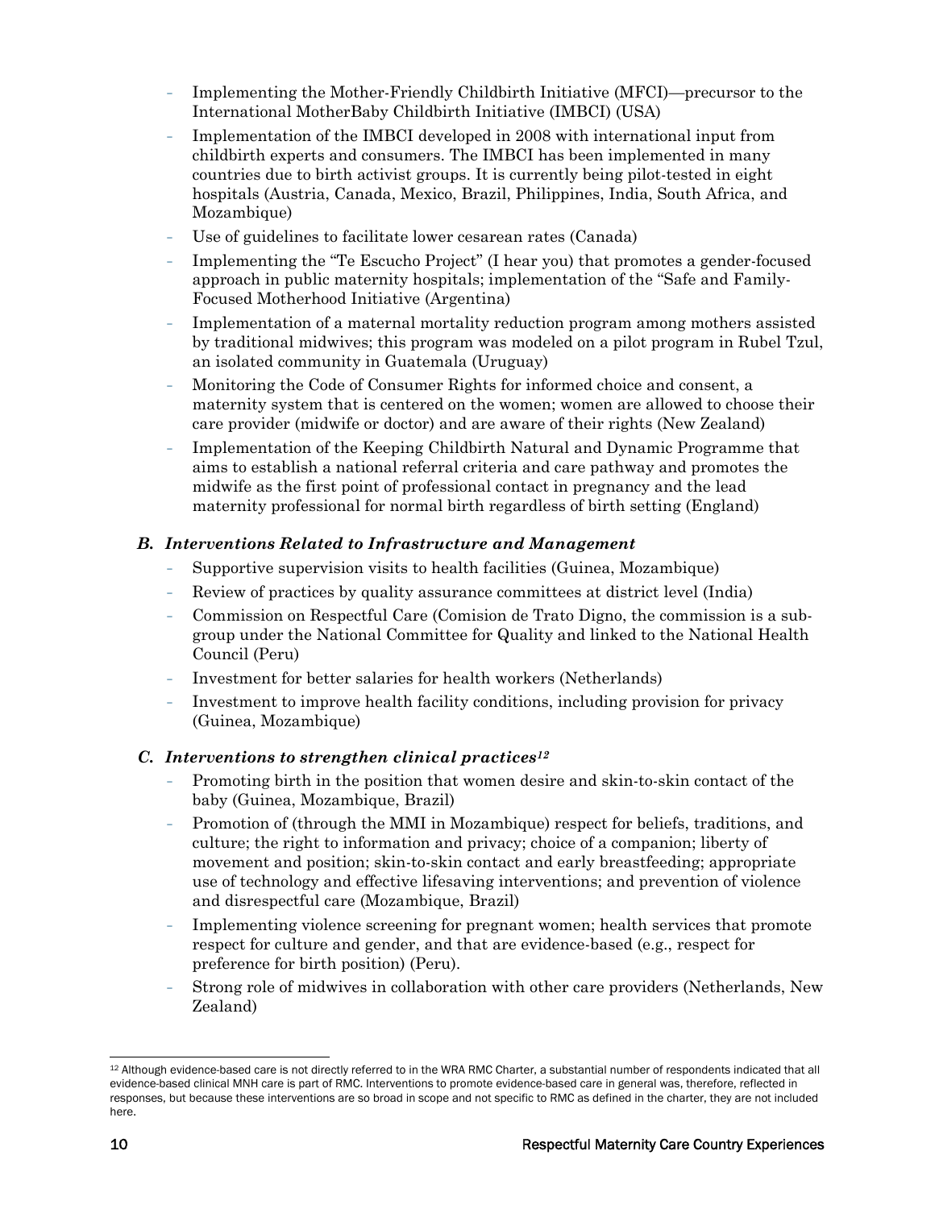- Implementing the Mother-Friendly Childbirth Initiative (MFCI)—precursor to the International MotherBaby Childbirth Initiative (IMBCI) (USA)
- Implementation of the IMBCI developed in 2008 with international input from childbirth experts and consumers. The IMBCI has been implemented in many countries due to birth activist groups. It is currently being pilot-tested in eight hospitals (Austria, Canada, Mexico, Brazil, Philippines, India, South Africa, and Mozambique)
- Use of guidelines to facilitate lower cesarean rates (Canada)
- Implementing the "Te Escucho Project" (I hear you) that promotes a gender-focused approach in public maternity hospitals; implementation of the "Safe and Family-Focused Motherhood Initiative (Argentina)
- Implementation of a maternal mortality reduction program among mothers assisted by traditional midwives; this program was modeled on a pilot program in Rubel Tzul, an isolated community in Guatemala (Uruguay)
- Monitoring the Code of Consumer Rights for informed choice and consent, a maternity system that is centered on the women; women are allowed to choose their care provider (midwife or doctor) and are aware of their rights (New Zealand)
- Implementation of the Keeping Childbirth Natural and Dynamic Programme that aims to establish a national referral criteria and care pathway and promotes the midwife as the first point of professional contact in pregnancy and the lead maternity professional for normal birth regardless of birth setting (England)

### *B. Interventions Related to Infrastructure and Management*

- Supportive supervision visits to health facilities (Guinea, Mozambique)
- Review of practices by quality assurance committees at district level (India)
- Commission on Respectful Care (Comision de Trato Digno, the commission is a sub-group under the National Committee for Quality and linked to the National Health Council (Peru)
- Investment for better salaries for health workers (Netherlands)
- Investment to improve health facility conditions, including provision for privacy (Guinea, Mozambique)

### *C. Interventions to strengthen clinical practices*[12]

- Promoting birth in the position that women desire and skin-to-skin contact of the baby (Guinea, Mozambique, Brazil)
- Promotion of (through the MMI in Mozambique) respect for beliefs, traditions, and culture; the right to information and privacy; choice of a companion; liberty of movement and position; skin-to-skin contact and early breastfeeding; appropriate use of technology and effective lifesaving interventions; and prevention of violence and disrespectful care (Mozambique, Brazil)
- Implementing violence screening for pregnant women; health services that promote respect for culture and gender, and that are evidence-based (e.g., respect for preference for birth position) (Peru).
- Strong role of midwives in collaboration with other care providers (Netherlands, New Zealand)

[12] Although evidence-based care is not directly referred to in the WRA RMC Charter, a substantial number of respondents indicated that all evidence-based clinical MNH care is part of RMC. Interventions to promote evidence-based care in general was, therefore, reflected in responses, but because these interventions are so broad in scope and not specific to RMC as defined in the charter, they are not included here.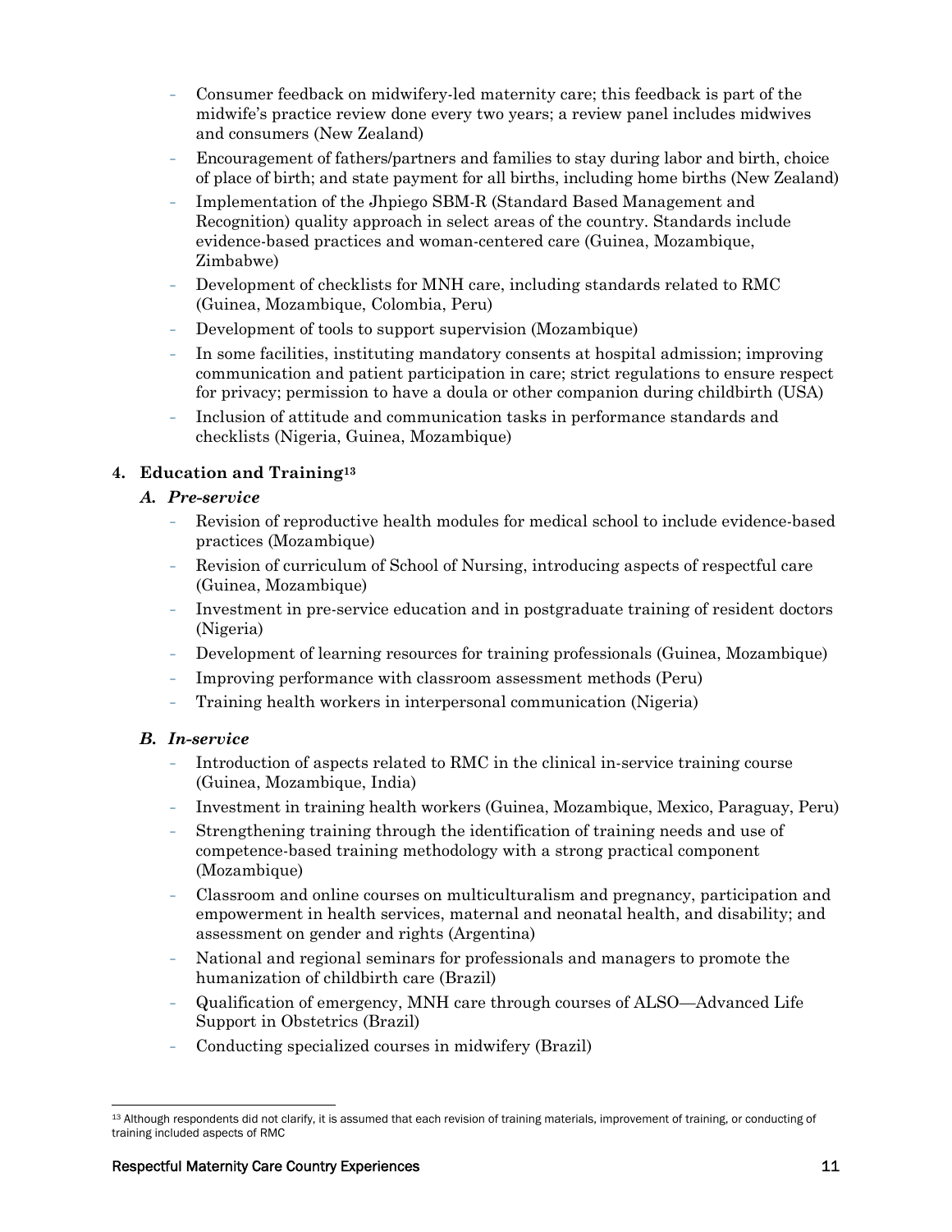- Consumer feedback on midwifery-led maternity care; this feedback is part of the midwife's practice review done every two years; a review panel includes midwives and consumers (New Zealand)
- Encouragement of fathers/partners and families to stay during labor and birth, choice of place of birth; and state payment for all births, including home births (New Zealand)
- Implementation of the Jhpiego SBM-R (Standard Based Management and Recognition) quality approach in select areas of the country. Standards include evidence-based practices and woman-centered care (Guinea, Mozambique, Zimbabwe)
- Development of checklists for MNH care, including standards related to RMC (Guinea, Mozambique, Colombia, Peru)
- Development of tools to support supervision (Mozambique)
- In some facilities, instituting mandatory consents at hospital admission; improving communication and patient participation in care; strict regulations to ensure respect for privacy; permission to have a doula or other companion during childbirth (USA)
- Inclusion of attitude and communication tasks in performance standards and checklists (Nigeria, Guinea, Mozambique)

**4. Education and Training[13]**

*A. Pre-service*

- Revision of reproductive health modules for medical school to include evidence-based practices (Mozambique)
- Revision of curriculum of School of Nursing, introducing aspects of respectful care (Guinea, Mozambique)
- Investment in pre-service education and in postgraduate training of resident doctors (Nigeria)
- Development of learning resources for training professionals (Guinea, Mozambique)
- Improving performance with classroom assessment methods (Peru)
- Training health workers in interpersonal communication (Nigeria)

*B. In-service*

- Introduction of aspects related to RMC in the clinical in-service training course (Guinea, Mozambique, India)
- Investment in training health workers (Guinea, Mozambique, Mexico, Paraguay, Peru)
- Strengthening training through the identification of training needs and use of competence-based training methodology with a strong practical component (Mozambique)
- Classroom and online courses on multiculturalism and pregnancy, participation and empowerment in health services, maternal and neonatal health, and disability; and assessment on gender and rights (Argentina)
- National and regional seminars for professionals and managers to promote the humanization of childbirth care (Brazil)
- Qualification of emergency, MNH care through courses of ALSO—Advanced Life Support in Obstetrics (Brazil)
- Conducting specialized courses in midwifery (Brazil)

[13] Although respondents did not clarify, it is assumed that each revision of training materials, improvement of training, or conducting of training included aspects of RMC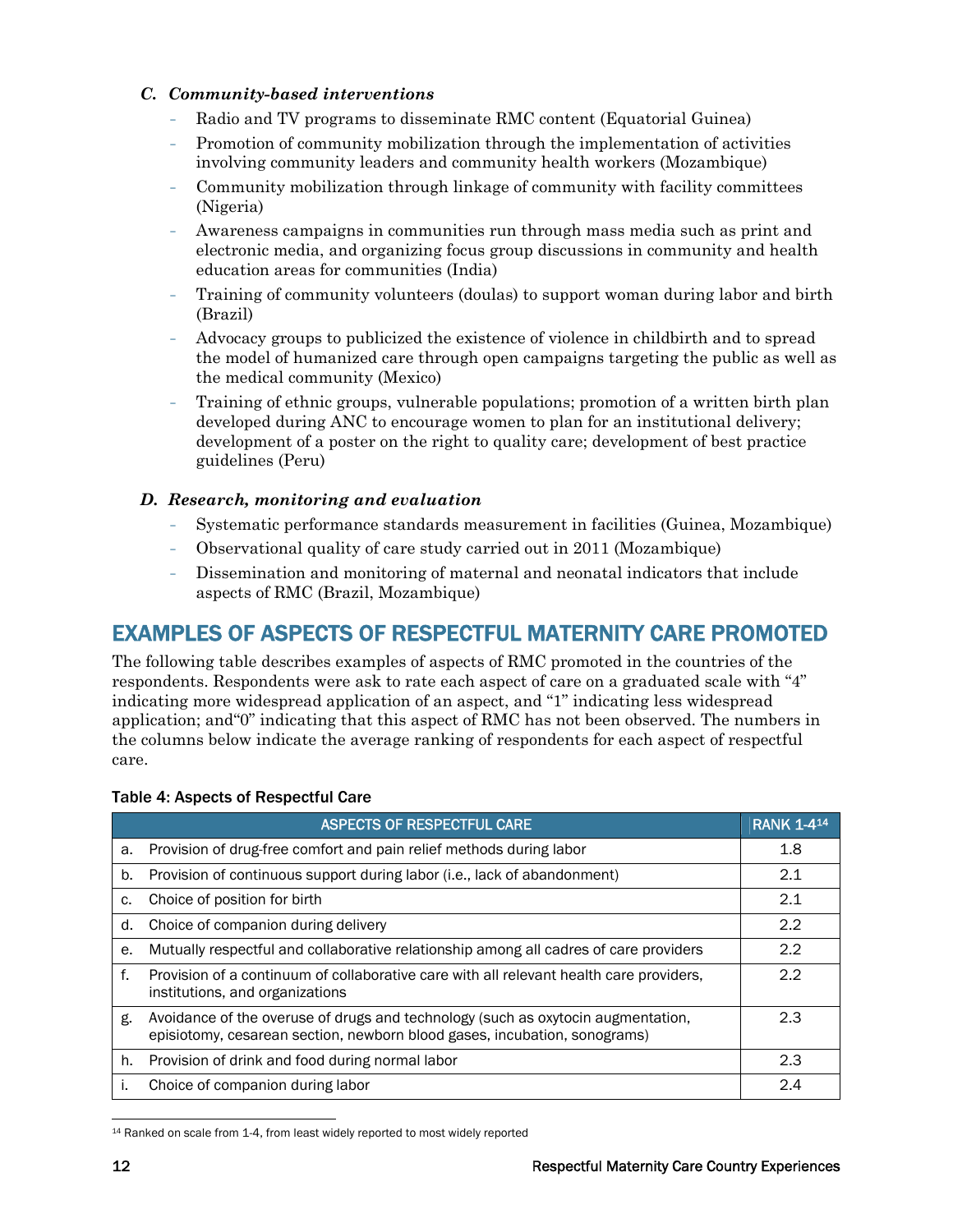### *C. Community-based interventions*

- Radio and TV programs to disseminate RMC content (Equatorial Guinea)
- Promotion of community mobilization through the implementation of activities involving community leaders and community health workers (Mozambique)
- Community mobilization through linkage of community with facility committees (Nigeria)
- Awareness campaigns in communities run through mass media such as print and electronic media, and organizing focus group discussions in community and health education areas for communities (India)
- Training of community volunteers (doulas) to support woman during labor and birth (Brazil)
- Advocacy groups to publicized the existence of violence in childbirth and to spread the model of humanized care through open campaigns targeting the public as well as the medical community (Mexico)
- Training of ethnic groups, vulnerable populations; promotion of a written birth plan developed during ANC to encourage women to plan for an institutional delivery; development of a poster on the right to quality care; development of best practice guidelines (Peru)

### *D. Research, monitoring and evaluation*

- Systematic performance standards measurement in facilities (Guinea, Mozambique)
- Observational quality of care study carried out in 2011 (Mozambique)
- Dissemination and monitoring of maternal and neonatal indicators that include aspects of RMC (Brazil, Mozambique)

## EXAMPLES OF ASPECTS OF RESPECTFUL MATERNITY CARE PROMOTED

The following table describes examples of aspects of RMC promoted in the countries of the respondents. Respondents were ask to rate each aspect of care on a graduated scale with "4" indicating more widespread application of an aspect, and "1" indicating less widespread application; and"0" indicating that this aspect of RMC has not been observed. The numbers in the columns below indicate the average ranking of respondents for each aspect of respectful care.

**Table 4: Aspects of Respectful Care**

| ASPECTS OF RESPECTFUL CARE | RANK 1-4[14] |
|---|---|
| a. Provision of drug-free comfort and pain relief methods during labor | 1.8 |
| b. Provision of continuous support during labor (i.e., lack of abandonment) | 2.1 |
| c. Choice of position for birth | 2.1 |
| d. Choice of companion during delivery | 2.2 |
| e. Mutually respectful and collaborative relationship among all cadres of care providers | 2.2 |
| f. Provision of a continuum of collaborative care with all relevant health care providers, institutions, and organizations | 2.2 |
| g. Avoidance of the overuse of drugs and technology (such as oxytocin augmentation, episiotomy, cesarean section, newborn blood gases, incubation, sonograms) | 2.3 |
| h. Provision of drink and food during normal labor | 2.3 |
| i. Choice of companion during labor | 2.4 |

[14] Ranked on scale from 1-4, from least widely reported to most widely reported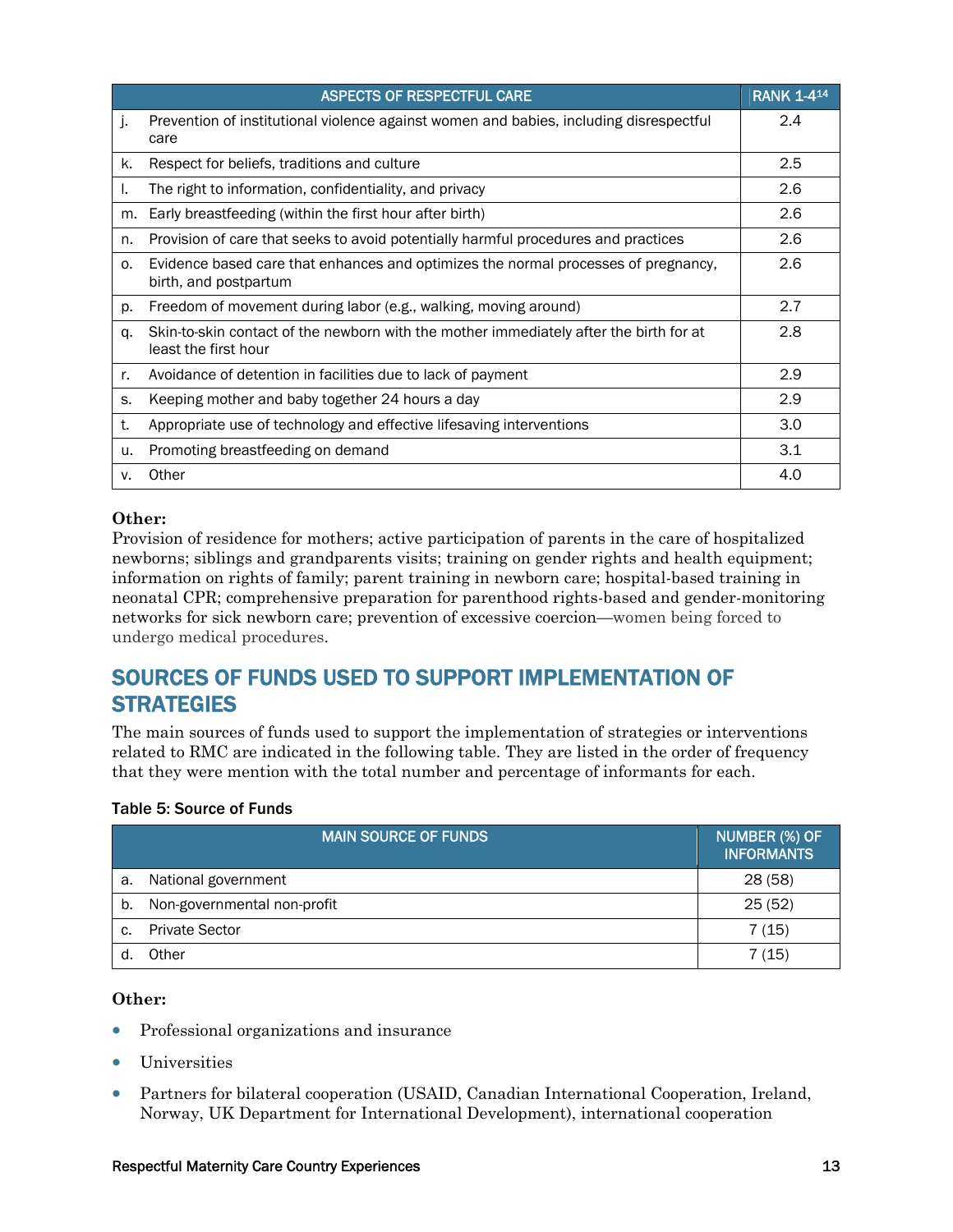| | ASPECTS OF RESPECTFUL CARE | RANK 1-4[14] |
|---|---|---|
| j. | Prevention of institutional violence against women and babies, including disrespectful care | 2.4 |
| k. | Respect for beliefs, traditions and culture | 2.5 |
| l. | The right to information, confidentiality, and privacy | 2.6 |
| m. | Early breastfeeding (within the first hour after birth) | 2.6 |
| n. | Provision of care that seeks to avoid potentially harmful procedures and practices | 2.6 |
| o. | Evidence based care that enhances and optimizes the normal processes of pregnancy, birth, and postpartum | 2.6 |
| p. | Freedom of movement during labor (e.g., walking, moving around) | 2.7 |
| q. | Skin-to-skin contact of the newborn with the mother immediately after the birth for at least the first hour | 2.8 |
| r. | Avoidance of detention in facilities due to lack of payment | 2.9 |
| s. | Keeping mother and baby together 24 hours a day | 2.9 |
| t. | Appropriate use of technology and effective lifesaving interventions | 3.0 |
| u. | Promoting breastfeeding on demand | 3.1 |
| v. | Other | 4.0 |

**Other:**
Provision of residence for mothers; active participation of parents in the care of hospitalized newborns; siblings and grandparents visits; training on gender rights and health equipment; information on rights of family; parent training in newborn care; hospital-based training in neonatal CPR; comprehensive preparation for parenthood rights-based and gender-monitoring networks for sick newborn care; prevention of excessive coercion—women being forced to undergo medical procedures.

## SOURCES OF FUNDS USED TO SUPPORT IMPLEMENTATION OF STRATEGIES

The main sources of funds used to support the implementation of strategies or interventions related to RMC are indicated in the following table. They are listed in the order of frequency that they were mention with the total number and percentage of informants for each.

**Table 5: Source of Funds**

| | MAIN SOURCE OF FUNDS | NUMBER (%) OF INFORMANTS |
|---|---|---|
| a. | National government | 28 (58) |
| b. | Non-governmental non-profit | 25 (52) |
| c. | Private Sector | 7 (15) |
| d. | Other | 7 (15) |

**Other:**

- Professional organizations and insurance
- Universities
- Partners for bilateral cooperation (USAID, Canadian International Cooperation, Ireland, Norway, UK Department for International Development), international cooperation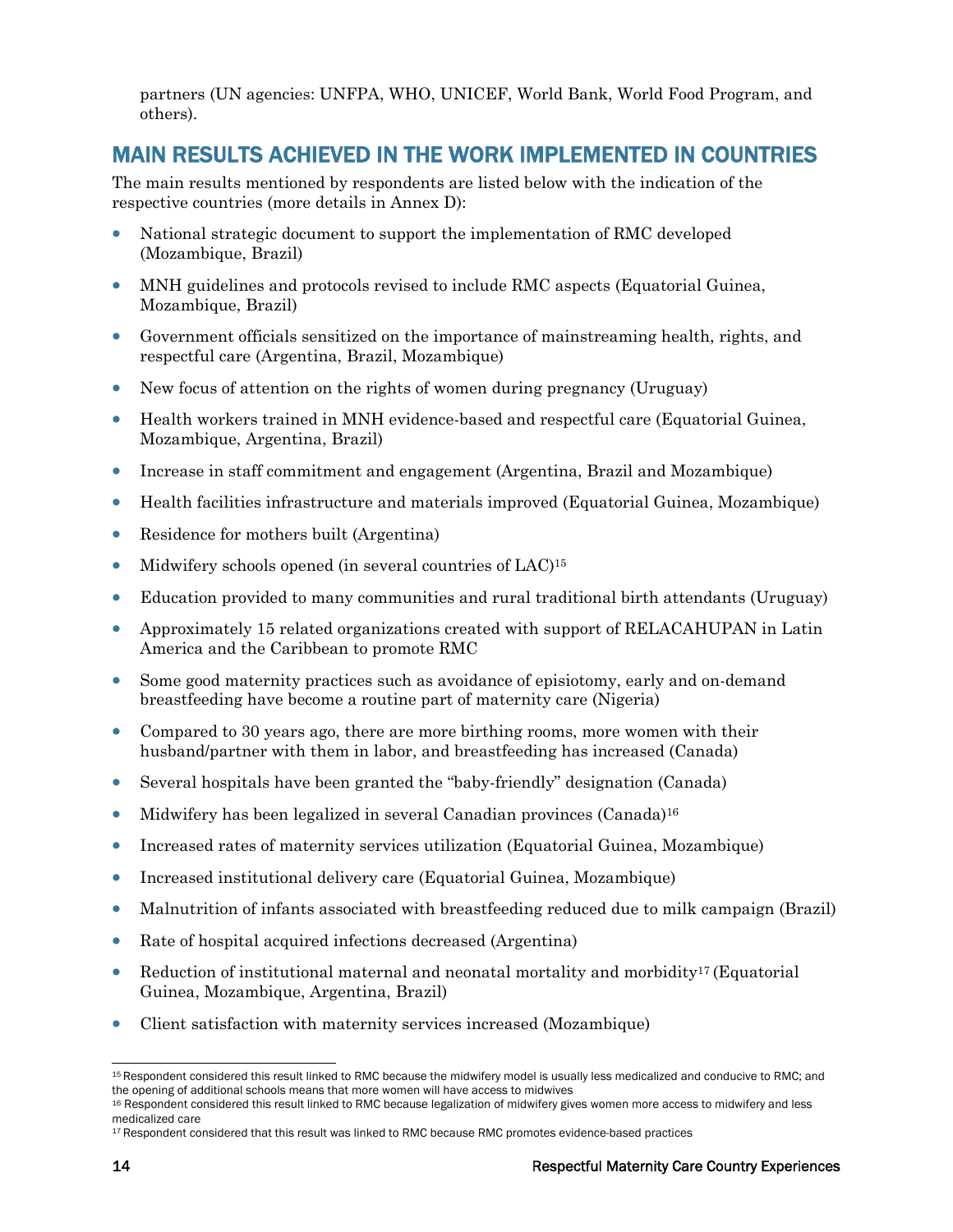partners (UN agencies: UNFPA, WHO, UNICEF, World Bank, World Food Program, and others).

## MAIN RESULTS ACHIEVED IN THE WORK IMPLEMENTED IN COUNTRIES

The main results mentioned by respondents are listed below with the indication of the respective countries (more details in Annex D):

- National strategic document to support the implementation of RMC developed (Mozambique, Brazil)
- MNH guidelines and protocols revised to include RMC aspects (Equatorial Guinea, Mozambique, Brazil)
- Government officials sensitized on the importance of mainstreaming health, rights, and respectful care (Argentina, Brazil, Mozambique)
- New focus of attention on the rights of women during pregnancy (Uruguay)
- Health workers trained in MNH evidence-based and respectful care (Equatorial Guinea, Mozambique, Argentina, Brazil)
- Increase in staff commitment and engagement (Argentina, Brazil and Mozambique)
- Health facilities infrastructure and materials improved (Equatorial Guinea, Mozambique)
- Residence for mothers built (Argentina)
- Midwifery schools opened (in several countries of LAC)[15]
- Education provided to many communities and rural traditional birth attendants (Uruguay)
- Approximately 15 related organizations created with support of RELACAHUPAN in Latin America and the Caribbean to promote RMC
- Some good maternity practices such as avoidance of episiotomy, early and on-demand breastfeeding have become a routine part of maternity care (Nigeria)
- Compared to 30 years ago, there are more birthing rooms, more women with their husband/partner with them in labor, and breastfeeding has increased (Canada)
- Several hospitals have been granted the "baby-friendly" designation (Canada)
- Midwifery has been legalized in several Canadian provinces (Canada)[16]
- Increased rates of maternity services utilization (Equatorial Guinea, Mozambique)
- Increased institutional delivery care (Equatorial Guinea, Mozambique)
- Malnutrition of infants associated with breastfeeding reduced due to milk campaign (Brazil)
- Rate of hospital acquired infections decreased (Argentina)
- Reduction of institutional maternal and neonatal mortality and morbidity[17] (Equatorial Guinea, Mozambique, Argentina, Brazil)
- Client satisfaction with maternity services increased (Mozambique)

---

[15] Respondent considered this result linked to RMC because the midwifery model is usually less medicalized and conducive to RMC; and the opening of additional schools means that more women will have access to midwives

[16] Respondent considered this result linked to RMC because legalization of midwifery gives women more access to midwifery and less medicalized care

[17] Respondent considered that this result was linked to RMC because RMC promotes evidence-based practices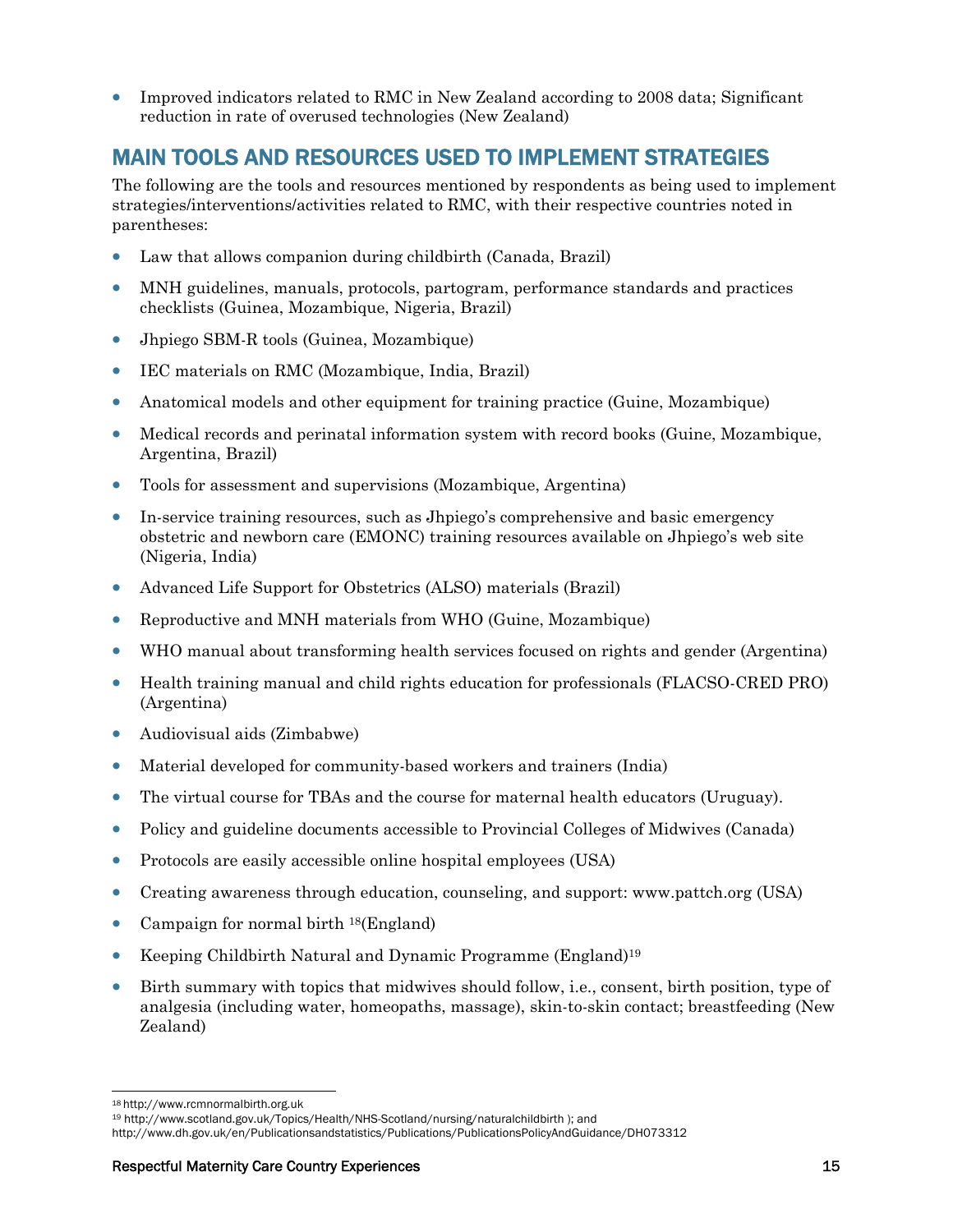- Improved indicators related to RMC in New Zealand according to 2008 data; Significant reduction in rate of overused technologies (New Zealand)

## MAIN TOOLS AND RESOURCES USED TO IMPLEMENT STRATEGIES

The following are the tools and resources mentioned by respondents as being used to implement strategies/interventions/activities related to RMC, with their respective countries noted in parentheses:

- Law that allows companion during childbirth (Canada, Brazil)
- MNH guidelines, manuals, protocols, partogram, performance standards and practices checklists (Guinea, Mozambique, Nigeria, Brazil)
- Jhpiego SBM-R tools (Guinea, Mozambique)
- IEC materials on RMC (Mozambique, India, Brazil)
- Anatomical models and other equipment for training practice (Guine, Mozambique)
- Medical records and perinatal information system with record books (Guine, Mozambique, Argentina, Brazil)
- Tools for assessment and supervisions (Mozambique, Argentina)
- In-service training resources, such as Jhpiego's comprehensive and basic emergency obstetric and newborn care (EMONC) training resources available on Jhpiego's web site (Nigeria, India)
- Advanced Life Support for Obstetrics (ALSO) materials (Brazil)
- Reproductive and MNH materials from WHO (Guine, Mozambique)
- WHO manual about transforming health services focused on rights and gender (Argentina)
- Health training manual and child rights education for professionals (FLACSO-CRED PRO) (Argentina)
- Audiovisual aids (Zimbabwe)
- Material developed for community-based workers and trainers (India)
- The virtual course for TBAs and the course for maternal health educators (Uruguay).
- Policy and guideline documents accessible to Provincial Colleges of Midwives (Canada)
- Protocols are easily accessible online hospital employees (USA)
- Creating awareness through education, counseling, and support: www.pattch.org (USA)
- Campaign for normal birth [18](England)
- Keeping Childbirth Natural and Dynamic Programme (England)[19]
- Birth summary with topics that midwives should follow, i.e., consent, birth position, type of analgesia (including water, homeopaths, massage), skin-to-skin contact; breastfeeding (New Zealand)

---

[18] http://www.rcmnormalbirth.org.uk

[19] http://www.scotland.gov.uk/Topics/Health/NHS-Scotland/nursing/naturalchildbirth ); and http://www.dh.gov.uk/en/Publicationsandstatistics/Publications/PublicationsPolicyAndGuidance/DH073312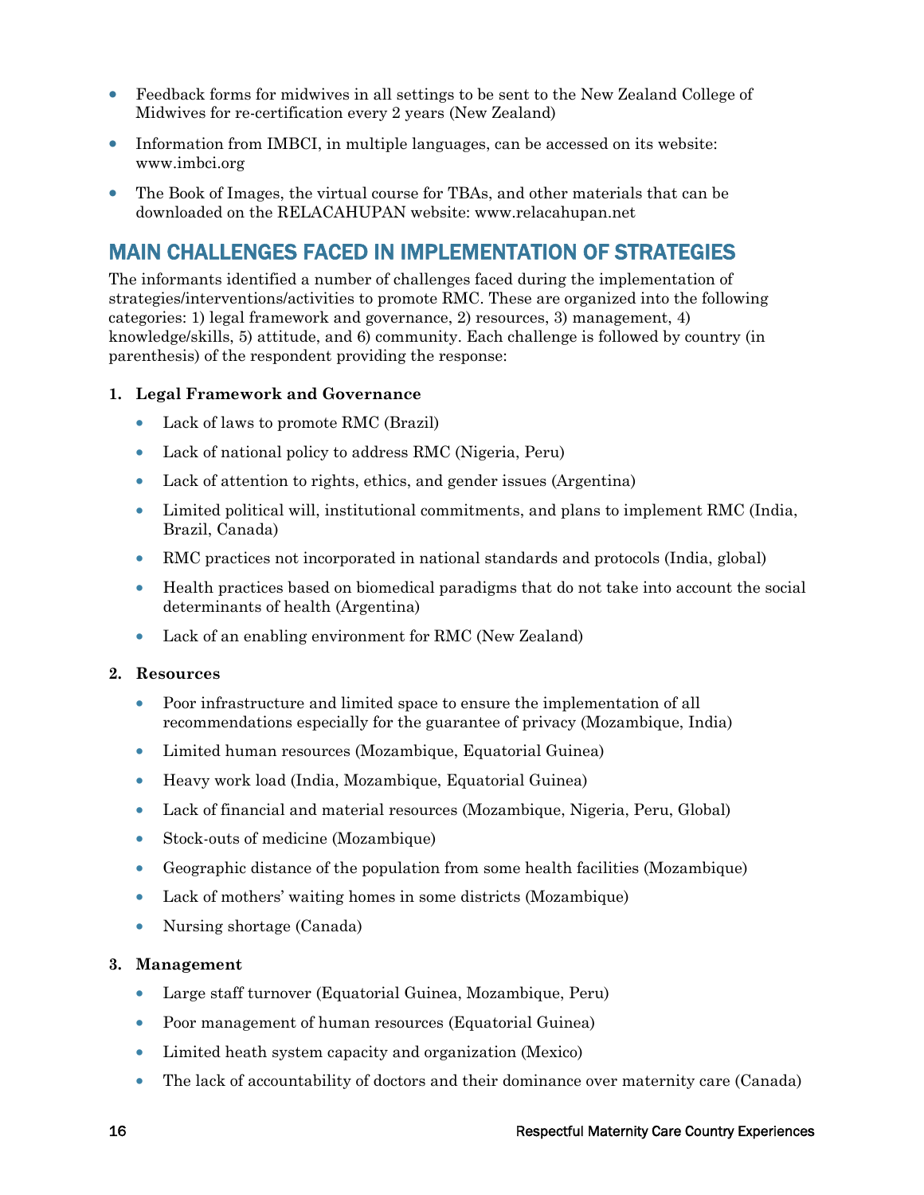- Feedback forms for midwives in all settings to be sent to the New Zealand College of Midwives for re-certification every 2 years (New Zealand)
- Information from IMBCI, in multiple languages, can be accessed on its website: www.imbci.org
- The Book of Images, the virtual course for TBAs, and other materials that can be downloaded on the RELACAHUPAN website: www.relacahupan.net

## MAIN CHALLENGES FACED IN IMPLEMENTATION OF STRATEGIES

The informants identified a number of challenges faced during the implementation of strategies/interventions/activities to promote RMC. These are organized into the following categories: 1) legal framework and governance, 2) resources, 3) management, 4) knowledge/skills, 5) attitude, and 6) community. Each challenge is followed by country (in parenthesis) of the respondent providing the response:

1. **Legal Framework and Governance**
    - Lack of laws to promote RMC (Brazil)
    - Lack of national policy to address RMC (Nigeria, Peru)
    - Lack of attention to rights, ethics, and gender issues (Argentina)
    - Limited political will, institutional commitments, and plans to implement RMC (India, Brazil, Canada)
    - RMC practices not incorporated in national standards and protocols (India, global)
    - Health practices based on biomedical paradigms that do not take into account the social determinants of health (Argentina)
    - Lack of an enabling environment for RMC (New Zealand)

2. **Resources**
    - Poor infrastructure and limited space to ensure the implementation of all recommendations especially for the guarantee of privacy (Mozambique, India)
    - Limited human resources (Mozambique, Equatorial Guinea)
    - Heavy work load (India, Mozambique, Equatorial Guinea)
    - Lack of financial and material resources (Mozambique, Nigeria, Peru, Global)
    - Stock-outs of medicine (Mozambique)
    - Geographic distance of the population from some health facilities (Mozambique)
    - Lack of mothers' waiting homes in some districts (Mozambique)
    - Nursing shortage (Canada)

3. **Management**
    - Large staff turnover (Equatorial Guinea, Mozambique, Peru)
    - Poor management of human resources (Equatorial Guinea)
    - Limited heath system capacity and organization (Mexico)
    - The lack of accountability of doctors and their dominance over maternity care (Canada)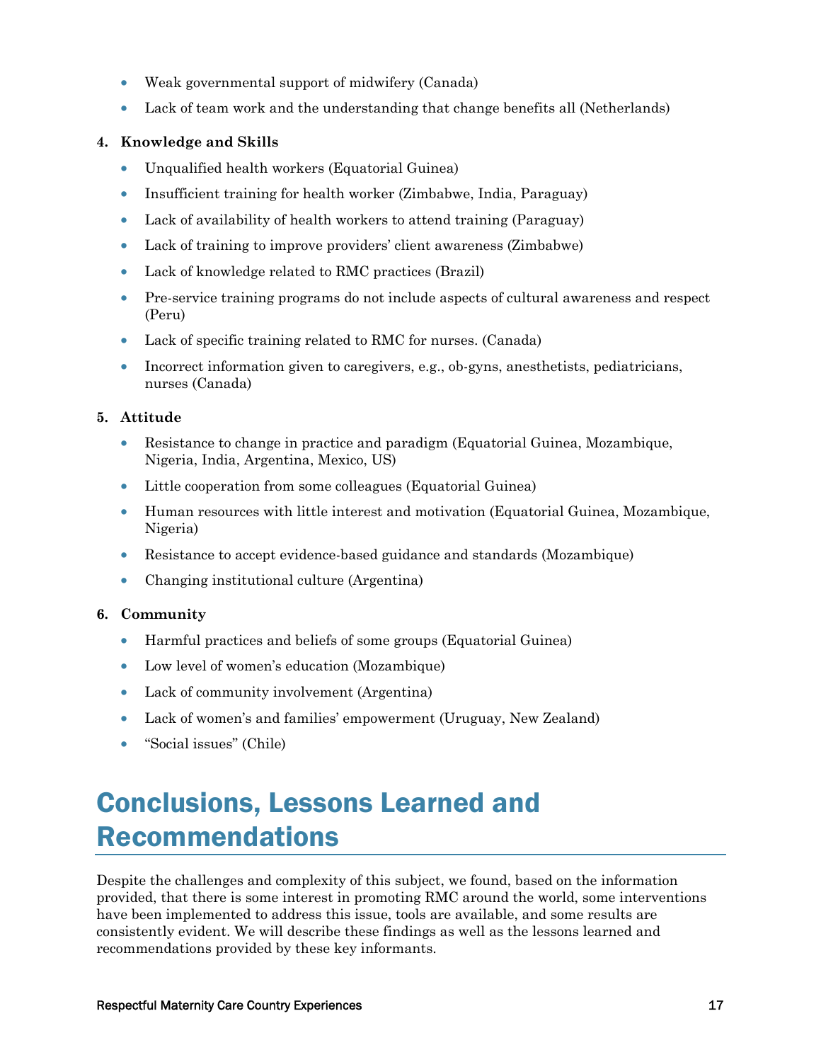- Weak governmental support of midwifery (Canada)
- Lack of team work and the understanding that change benefits all (Netherlands)

**4. Knowledge and Skills**

- Unqualified health workers (Equatorial Guinea)
- Insufficient training for health worker (Zimbabwe, India, Paraguay)
- Lack of availability of health workers to attend training (Paraguay)
- Lack of training to improve providers' client awareness (Zimbabwe)
- Lack of knowledge related to RMC practices (Brazil)
- Pre-service training programs do not include aspects of cultural awareness and respect (Peru)
- Lack of specific training related to RMC for nurses. (Canada)
- Incorrect information given to caregivers, e.g., ob-gyns, anesthetists, pediatricians, nurses (Canada)

**5. Attitude**

- Resistance to change in practice and paradigm (Equatorial Guinea, Mozambique, Nigeria, India, Argentina, Mexico, US)
- Little cooperation from some colleagues (Equatorial Guinea)
- Human resources with little interest and motivation (Equatorial Guinea, Mozambique, Nigeria)
- Resistance to accept evidence-based guidance and standards (Mozambique)
- Changing institutional culture (Argentina)

**6. Community**

- Harmful practices and beliefs of some groups (Equatorial Guinea)
- Low level of women's education (Mozambique)
- Lack of community involvement (Argentina)
- Lack of women's and families' empowerment (Uruguay, New Zealand)
- "Social issues" (Chile)

# Conclusions, Lessons Learned and Recommendations

Despite the challenges and complexity of this subject, we found, based on the information provided, that there is some interest in promoting RMC around the world, some interventions have been implemented to address this issue, tools are available, and some results are consistently evident. We will describe these findings as well as the lessons learned and recommendations provided by these key informants.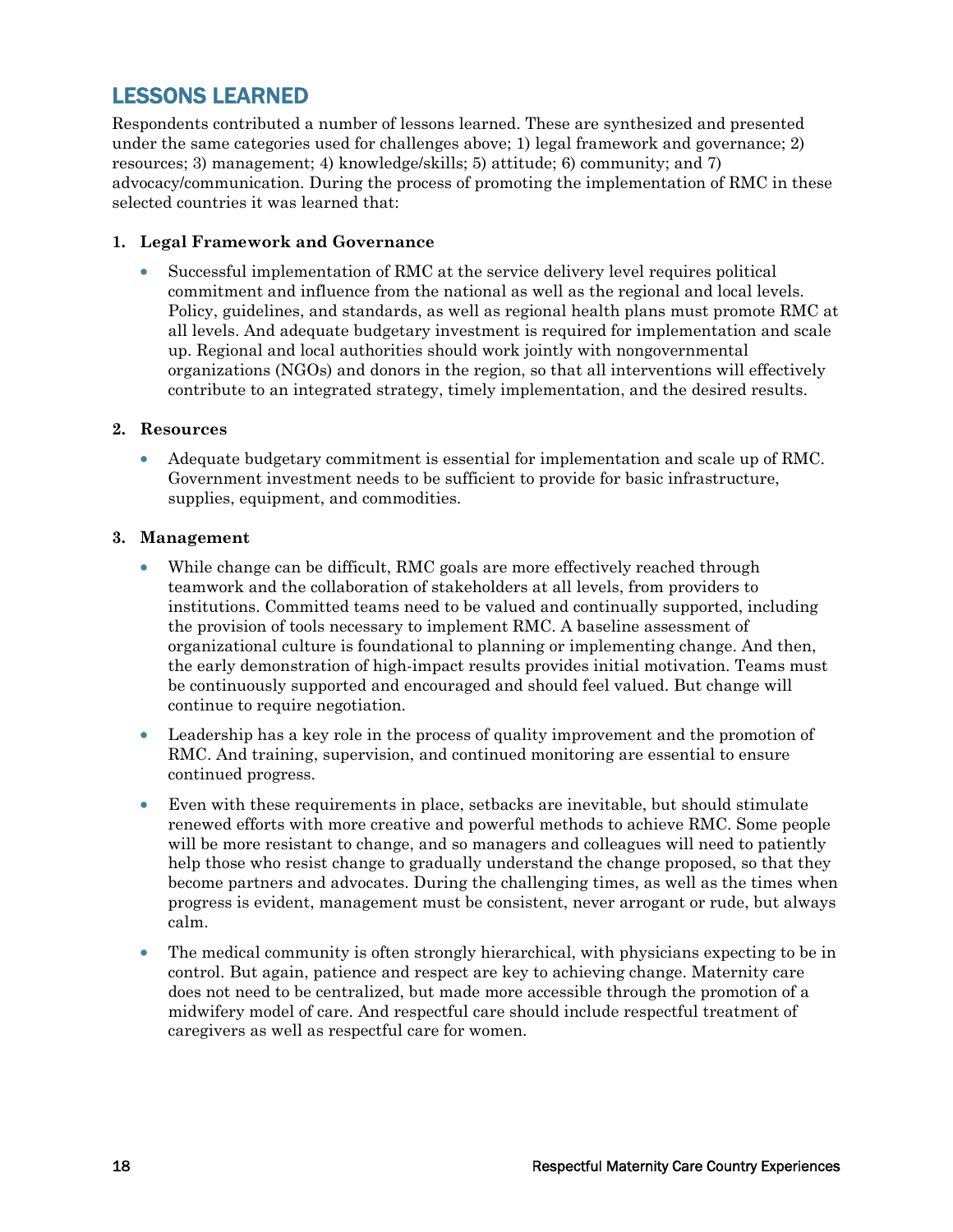## LESSONS LEARNED

Respondents contributed a number of lessons learned. These are synthesized and presented under the same categories used for challenges above; 1) legal framework and governance; 2) resources; 3) management; 4) knowledge/skills; 5) attitude; 6) community; and 7) advocacy/communication. During the process of promoting the implementation of RMC in these selected countries it was learned that:

1. **Legal Framework and Governance**

   - Successful implementation of RMC at the service delivery level requires political commitment and influence from the national as well as the regional and local levels. Policy, guidelines, and standards, as well as regional health plans must promote RMC at all levels. And adequate budgetary investment is required for implementation and scale up. Regional and local authorities should work jointly with nongovernmental organizations (NGOs) and donors in the region, so that all interventions will effectively contribute to an integrated strategy, timely implementation, and the desired results.

2. **Resources**

   - Adequate budgetary commitment is essential for implementation and scale up of RMC. Government investment needs to be sufficient to provide for basic infrastructure, supplies, equipment, and commodities.

3. **Management**

   - While change can be difficult, RMC goals are more effectively reached through teamwork and the collaboration of stakeholders at all levels, from providers to institutions. Committed teams need to be valued and continually supported, including the provision of tools necessary to implement RMC. A baseline assessment of organizational culture is foundational to planning or implementing change. And then, the early demonstration of high-impact results provides initial motivation. Teams must be continuously supported and encouraged and should feel valued. But change will continue to require negotiation.
   - Leadership has a key role in the process of quality improvement and the promotion of RMC. And training, supervision, and continued monitoring are essential to ensure continued progress.
   - Even with these requirements in place, setbacks are inevitable, but should stimulate renewed efforts with more creative and powerful methods to achieve RMC. Some people will be more resistant to change, and so managers and colleagues will need to patiently help those who resist change to gradually understand the change proposed, so that they become partners and advocates. During the challenging times, as well as the times when progress is evident, management must be consistent, never arrogant or rude, but always calm.
   - The medical community is often strongly hierarchical, with physicians expecting to be in control. But again, patience and respect are key to achieving change. Maternity care does not need to be centralized, but made more accessible through the promotion of a midwifery model of care. And respectful care should include respectful treatment of caregivers as well as respectful care for women.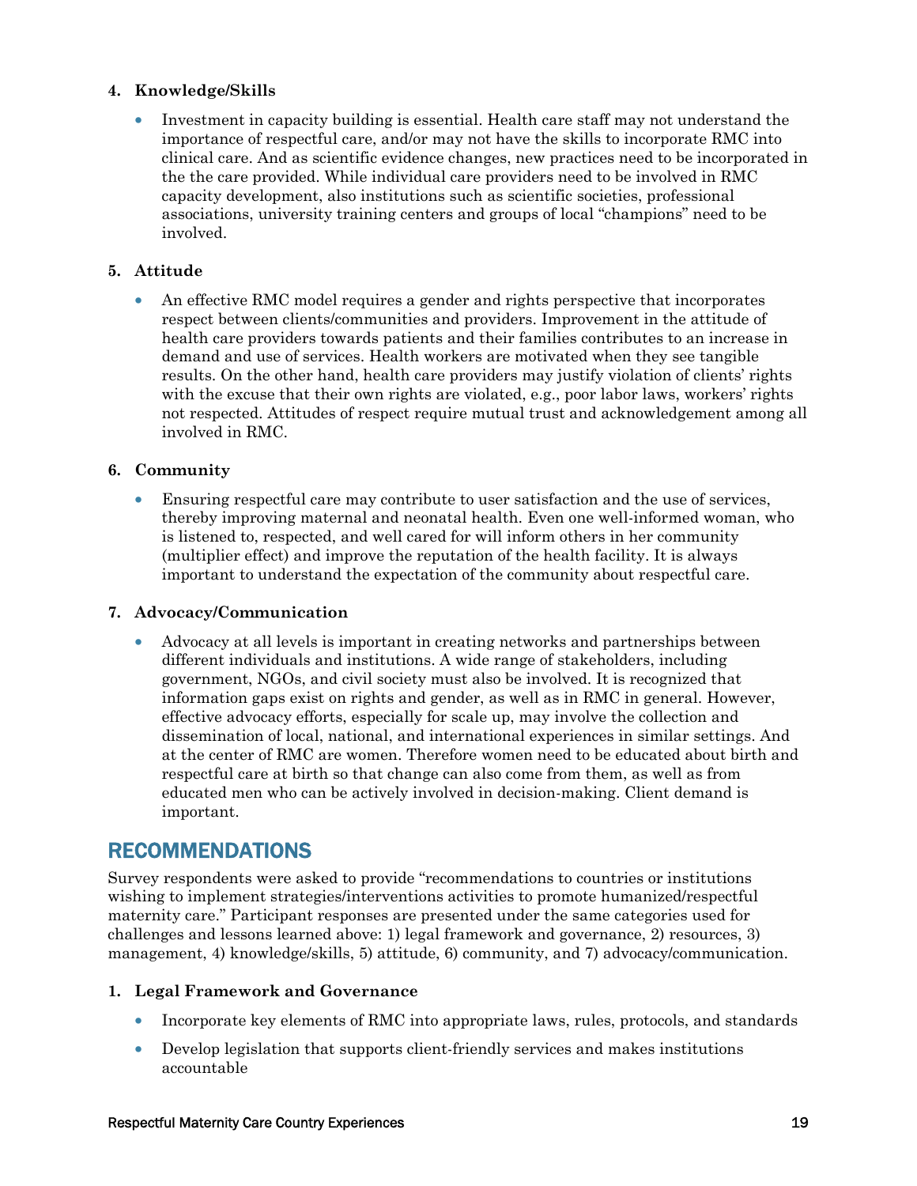**4. Knowledge/Skills**

- Investment in capacity building is essential. Health care staff may not understand the importance of respectful care, and/or may not have the skills to incorporate RMC into clinical care. And as scientific evidence changes, new practices need to be incorporated in the the care provided. While individual care providers need to be involved in RMC capacity development, also institutions such as scientific societies, professional associations, university training centers and groups of local "champions" need to be involved.

**5. Attitude**

- An effective RMC model requires a gender and rights perspective that incorporates respect between clients/communities and providers. Improvement in the attitude of health care providers towards patients and their families contributes to an increase in demand and use of services. Health workers are motivated when they see tangible results. On the other hand, health care providers may justify violation of clients' rights with the excuse that their own rights are violated, e.g., poor labor laws, workers' rights not respected. Attitudes of respect require mutual trust and acknowledgement among all involved in RMC.

**6. Community**

- Ensuring respectful care may contribute to user satisfaction and the use of services, thereby improving maternal and neonatal health. Even one well-informed woman, who is listened to, respected, and well cared for will inform others in her community (multiplier effect) and improve the reputation of the health facility. It is always important to understand the expectation of the community about respectful care.

**7. Advocacy/Communication**

- Advocacy at all levels is important in creating networks and partnerships between different individuals and institutions. A wide range of stakeholders, including government, NGOs, and civil society must also be involved. It is recognized that information gaps exist on rights and gender, as well as in RMC in general. However, effective advocacy efforts, especially for scale up, may involve the collection and dissemination of local, national, and international experiences in similar settings. And at the center of RMC are women. Therefore women need to be educated about birth and respectful care at birth so that change can also come from them, as well as from educated men who can be actively involved in decision-making. Client demand is important.

## RECOMMENDATIONS

Survey respondents were asked to provide "recommendations to countries or institutions wishing to implement strategies/interventions activities to promote humanized/respectful maternity care." Participant responses are presented under the same categories used for challenges and lessons learned above: 1) legal framework and governance, 2) resources, 3) management, 4) knowledge/skills, 5) attitude, 6) community, and 7) advocacy/communication.

**1. Legal Framework and Governance**

- Incorporate key elements of RMC into appropriate laws, rules, protocols, and standards
- Develop legislation that supports client-friendly services and makes institutions accountable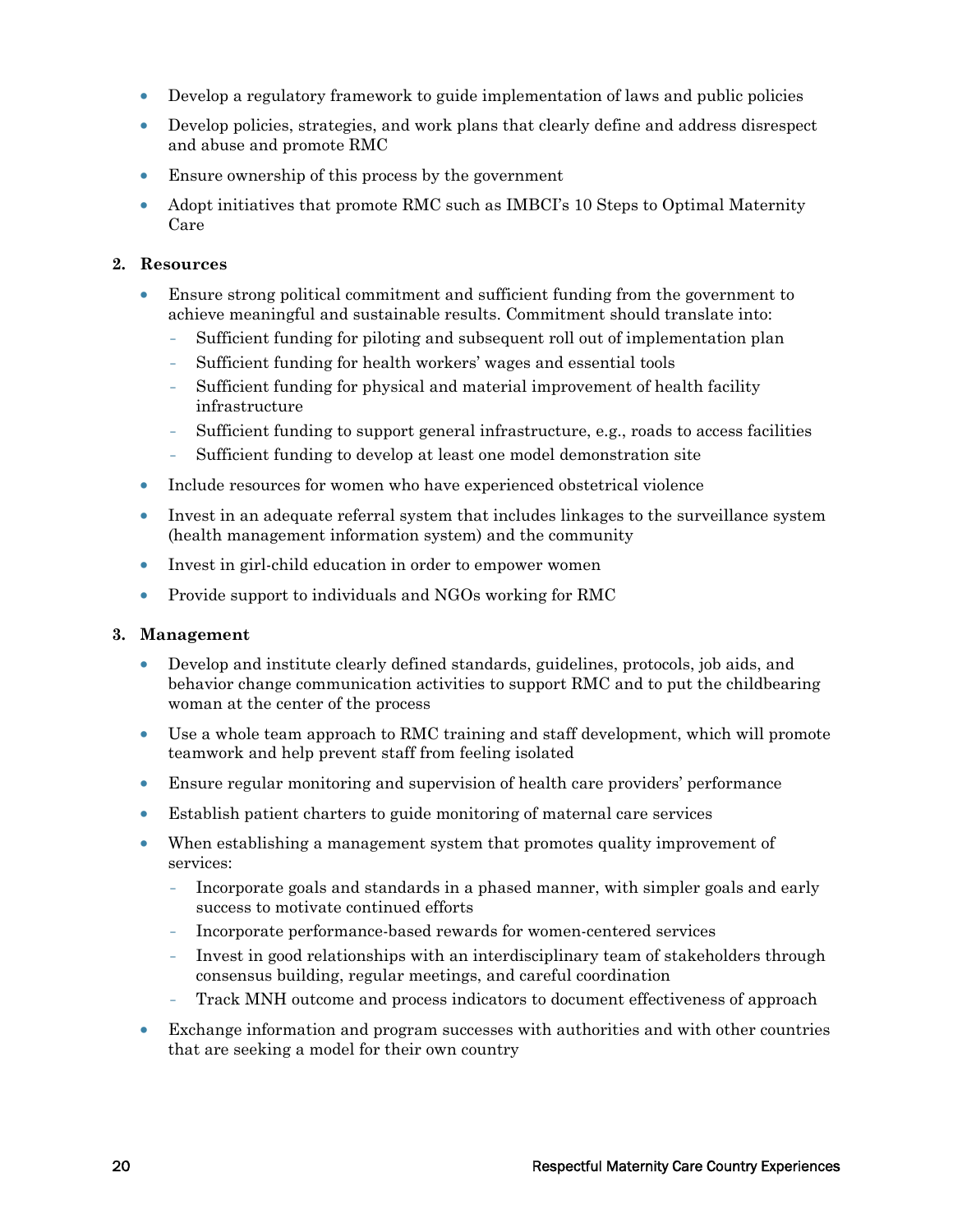- Develop a regulatory framework to guide implementation of laws and public policies
- Develop policies, strategies, and work plans that clearly define and address disrespect and abuse and promote RMC
- Ensure ownership of this process by the government
- Adopt initiatives that promote RMC such as IMBCI's 10 Steps to Optimal Maternity Care

**2. Resources**

- Ensure strong political commitment and sufficient funding from the government to achieve meaningful and sustainable results. Commitment should translate into:
  - Sufficient funding for piloting and subsequent roll out of implementation plan
  - Sufficient funding for health workers' wages and essential tools
  - Sufficient funding for physical and material improvement of health facility infrastructure
  - Sufficient funding to support general infrastructure, e.g., roads to access facilities
  - Sufficient funding to develop at least one model demonstration site
- Include resources for women who have experienced obstetrical violence
- Invest in an adequate referral system that includes linkages to the surveillance system (health management information system) and the community
- Invest in girl-child education in order to empower women
- Provide support to individuals and NGOs working for RMC

**3. Management**

- Develop and institute clearly defined standards, guidelines, protocols, job aids, and behavior change communication activities to support RMC and to put the childbearing woman at the center of the process
- Use a whole team approach to RMC training and staff development, which will promote teamwork and help prevent staff from feeling isolated
- Ensure regular monitoring and supervision of health care providers' performance
- Establish patient charters to guide monitoring of maternal care services
- When establishing a management system that promotes quality improvement of services:
  - Incorporate goals and standards in a phased manner, with simpler goals and early success to motivate continued efforts
  - Incorporate performance-based rewards for women-centered services
  - Invest in good relationships with an interdisciplinary team of stakeholders through consensus building, regular meetings, and careful coordination
  - Track MNH outcome and process indicators to document effectiveness of approach
- Exchange information and program successes with authorities and with other countries that are seeking a model for their own country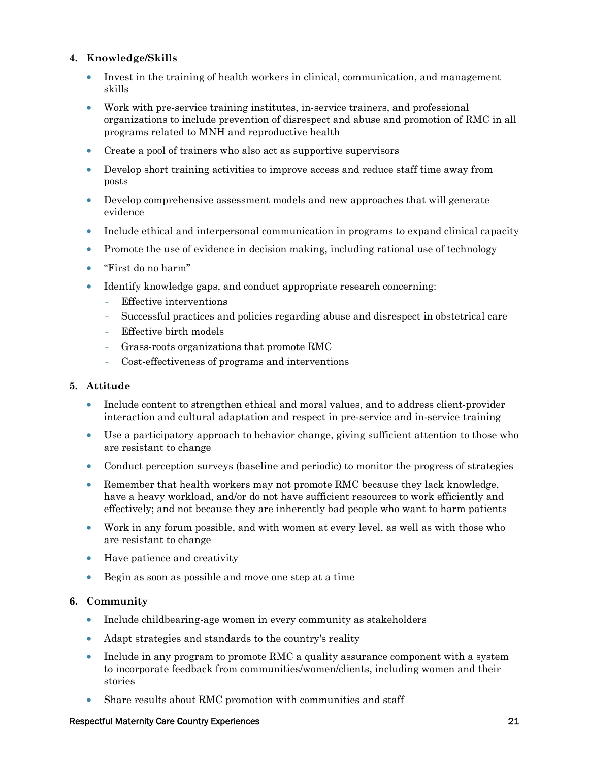**4. Knowledge/Skills**

- Invest in the training of health workers in clinical, communication, and management skills
- Work with pre-service training institutes, in-service trainers, and professional organizations to include prevention of disrespect and abuse and promotion of RMC in all programs related to MNH and reproductive health
- Create a pool of trainers who also act as supportive supervisors
- Develop short training activities to improve access and reduce staff time away from posts
- Develop comprehensive assessment models and new approaches that will generate evidence
- Include ethical and interpersonal communication in programs to expand clinical capacity
- Promote the use of evidence in decision making, including rational use of technology
- "First do no harm"
- Identify knowledge gaps, and conduct appropriate research concerning:
  - Effective interventions
  - Successful practices and policies regarding abuse and disrespect in obstetrical care
  - Effective birth models
  - Grass-roots organizations that promote RMC
  - Cost-effectiveness of programs and interventions

**5. Attitude**

- Include content to strengthen ethical and moral values, and to address client-provider interaction and cultural adaptation and respect in pre-service and in-service training
- Use a participatory approach to behavior change, giving sufficient attention to those who are resistant to change
- Conduct perception surveys (baseline and periodic) to monitor the progress of strategies
- Remember that health workers may not promote RMC because they lack knowledge, have a heavy workload, and/or do not have sufficient resources to work efficiently and effectively; and not because they are inherently bad people who want to harm patients
- Work in any forum possible, and with women at every level, as well as with those who are resistant to change
- Have patience and creativity
- Begin as soon as possible and move one step at a time

**6. Community**

- Include childbearing-age women in every community as stakeholders
- Adapt strategies and standards to the country's reality
- Include in any program to promote RMC a quality assurance component with a system to incorporate feedback from communities/women/clients, including women and their stories
- Share results about RMC promotion with communities and staff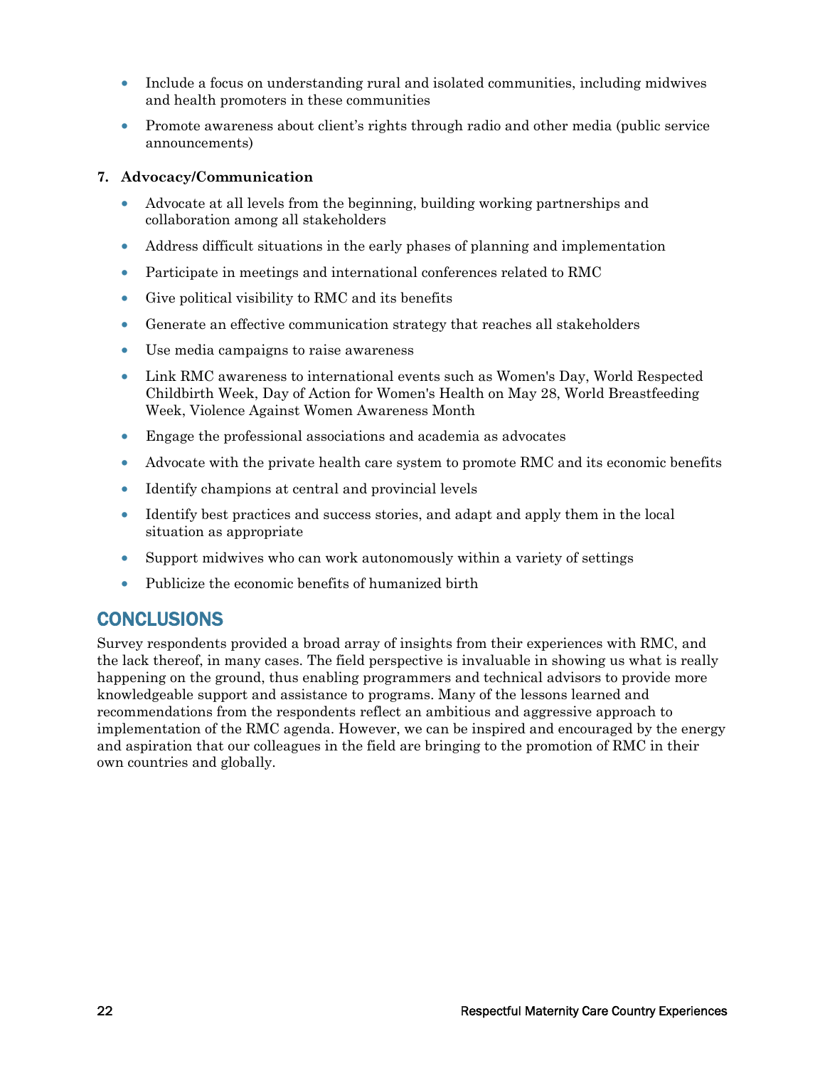- Include a focus on understanding rural and isolated communities, including midwives and health promoters in these communities
- Promote awareness about client's rights through radio and other media (public service announcements)

**7. Advocacy/Communication**

- Advocate at all levels from the beginning, building working partnerships and collaboration among all stakeholders
- Address difficult situations in the early phases of planning and implementation
- Participate in meetings and international conferences related to RMC
- Give political visibility to RMC and its benefits
- Generate an effective communication strategy that reaches all stakeholders
- Use media campaigns to raise awareness
- Link RMC awareness to international events such as Women's Day, World Respected Childbirth Week, Day of Action for Women's Health on May 28, World Breastfeeding Week, Violence Against Women Awareness Month
- Engage the professional associations and academia as advocates
- Advocate with the private health care system to promote RMC and its economic benefits
- Identify champions at central and provincial levels
- Identify best practices and success stories, and adapt and apply them in the local situation as appropriate
- Support midwives who can work autonomously within a variety of settings
- Publicize the economic benefits of humanized birth

## CONCLUSIONS

Survey respondents provided a broad array of insights from their experiences with RMC, and the lack thereof, in many cases. The field perspective is invaluable in showing us what is really happening on the ground, thus enabling programmers and technical advisors to provide more knowledgeable support and assistance to programs. Many of the lessons learned and recommendations from the respondents reflect an ambitious and aggressive approach to implementation of the RMC agenda. However, we can be inspired and encouraged by the energy and aspiration that our colleagues in the field are bringing to the promotion of RMC in their own countries and globally.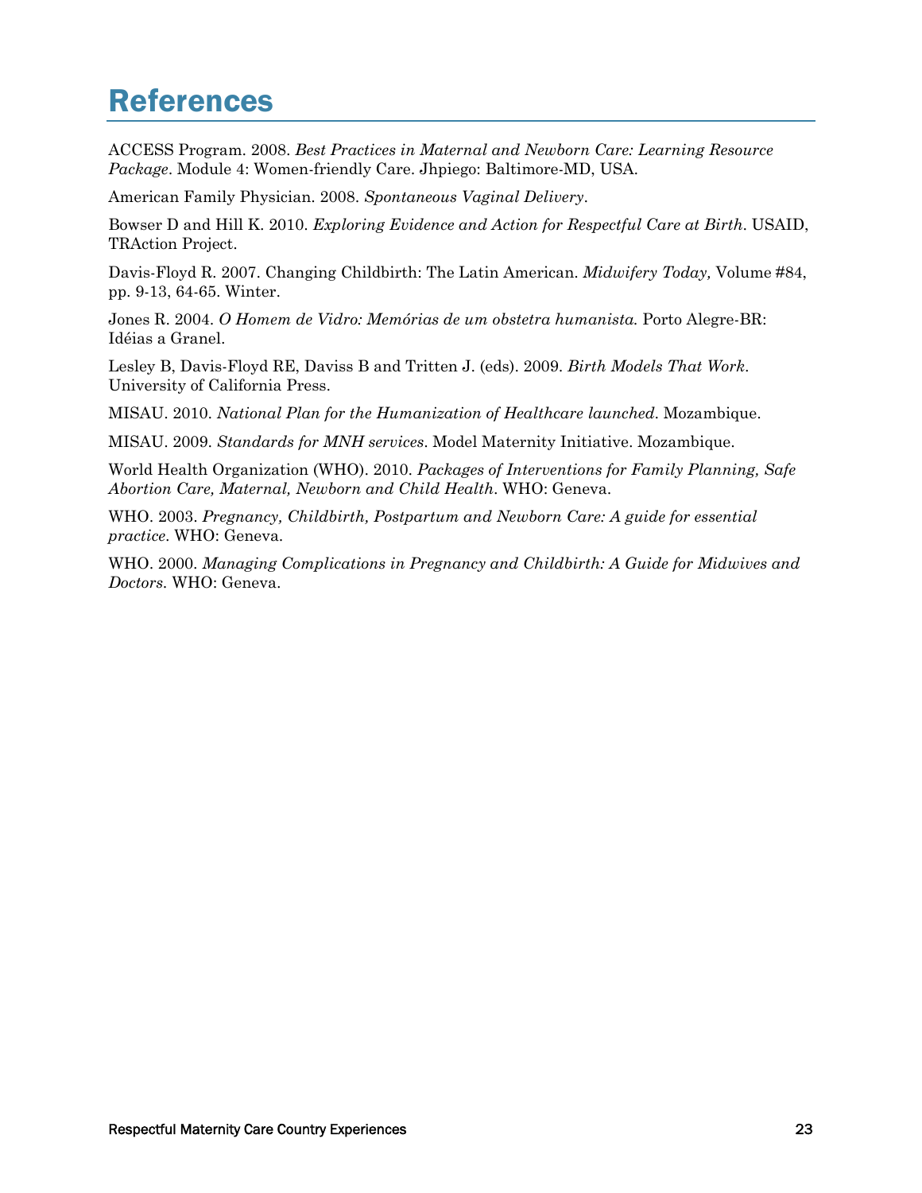# References

ACCESS Program. 2008. *Best Practices in Maternal and Newborn Care: Learning Resource Package*. Module 4: Women-friendly Care. Jhpiego: Baltimore-MD, USA.

American Family Physician. 2008. *Spontaneous Vaginal Delivery*.

Bowser D and Hill K. 2010. *Exploring Evidence and Action for Respectful Care at Birth*. USAID, TRAction Project.

Davis-Floyd R. 2007. Changing Childbirth: The Latin American. *Midwifery Today,* Volume #84, pp. 9-13, 64-65. Winter.

Jones R. 2004. *O Homem de Vidro: Memórias de um obstetra humanista.* Porto Alegre-BR: Idéias a Granel.

Lesley B, Davis-Floyd RE, Daviss B and Tritten J. (eds). 2009. *Birth Models That Work*. University of California Press.

MISAU. 2010. *National Plan for the Humanization of Healthcare launched*. Mozambique.

MISAU. 2009. *Standards for MNH services*. Model Maternity Initiative. Mozambique.

World Health Organization (WHO). 2010. *Packages of Interventions for Family Planning, Safe Abortion Care, Maternal, Newborn and Child Health*. WHO: Geneva.

WHO. 2003. *Pregnancy, Childbirth, Postpartum and Newborn Care: A guide for essential practice*. WHO: Geneva.

WHO. 2000. *Managing Complications in Pregnancy and Childbirth: A Guide for Midwives and Doctors*. WHO: Geneva.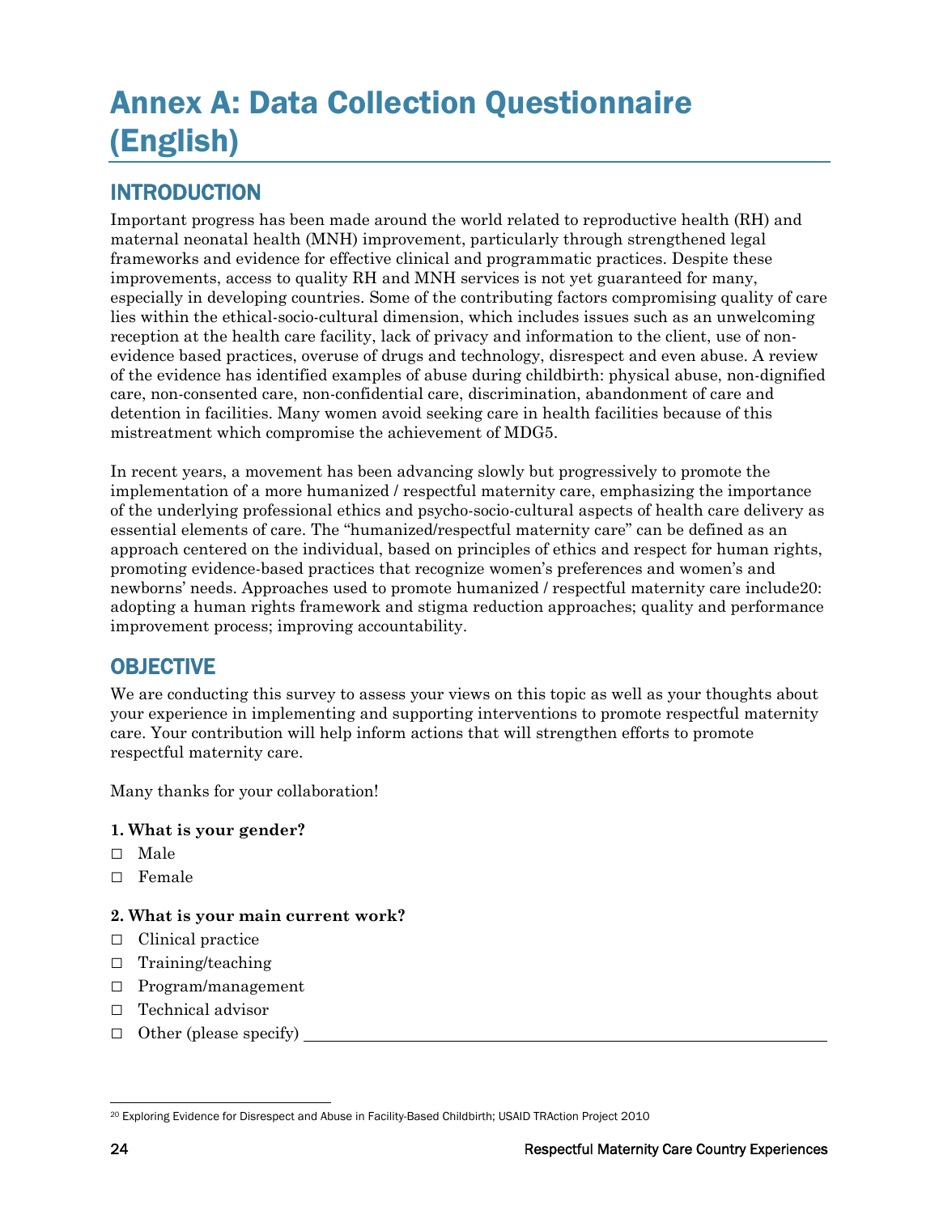# Annex A: Data Collection Questionnaire (English)

## INTRODUCTION

Important progress has been made around the world related to reproductive health (RH) and maternal neonatal health (MNH) improvement, particularly through strengthened legal frameworks and evidence for effective clinical and programmatic practices. Despite these improvements, access to quality RH and MNH services is not yet guaranteed for many, especially in developing countries. Some of the contributing factors compromising quality of care lies within the ethical-socio-cultural dimension, which includes issues such as an unwelcoming reception at the health care facility, lack of privacy and information to the client, use of non-evidence based practices, overuse of drugs and technology, disrespect and even abuse. A review of the evidence has identified examples of abuse during childbirth: physical abuse, non-dignified care, non-consented care, non-confidential care, discrimination, abandonment of care and detention in facilities. Many women avoid seeking care in health facilities because of this mistreatment which compromise the achievement of MDG5.

In recent years, a movement has been advancing slowly but progressively to promote the implementation of a more humanized / respectful maternity care, emphasizing the importance of the underlying professional ethics and psycho-socio-cultural aspects of health care delivery as essential elements of care. The "humanized/respectful maternity care" can be defined as an approach centered on the individual, based on principles of ethics and respect for human rights, promoting evidence-based practices that recognize women's preferences and women's and newborns' needs. Approaches used to promote humanized / respectful maternity care include[20]: adopting a human rights framework and stigma reduction approaches; quality and performance improvement process; improving accountability.

## OBJECTIVE

We are conducting this survey to assess your views on this topic as well as your thoughts about your experience in implementing and supporting interventions to promote respectful maternity care. Your contribution will help inform actions that will strengthen efforts to promote respectful maternity care.

Many thanks for your collaboration!

**1. What is your gender?**

- ☐ Male
- ☐ Female

**2. What is your main current work?**

- ☐ Clinical practice
- ☐ Training/teaching
- ☐ Program/management
- ☐ Technical advisor
- ☐ Other (please specify) ____________________

[20] Exploring Evidence for Disrespect and Abuse in Facility-Based Childbirth; USAID TRAction Project 2010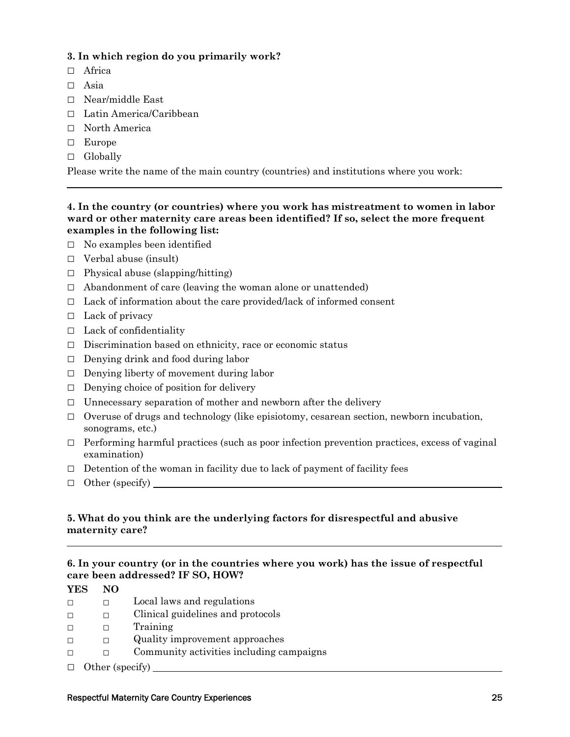**3. In which region do you primarily work?**

□ Africa
□ Asia
□ Near/middle East
□ Latin America/Caribbean
□ North America
□ Europe
□ Globally

Please write the name of the main country (countries) and institutions where you work:

______________________________________________________________________________

**4. In the country (or countries) where you work has mistreatment to women in labor ward or other maternity care areas been identified? If so, select the more frequent examples in the following list:**

□ No examples been identified
□ Verbal abuse (insult)
□ Physical abuse (slapping/hitting)
□ Abandonment of care (leaving the woman alone or unattended)
□ Lack of information about the care provided/lack of informed consent
□ Lack of privacy
□ Lack of confidentiality
□ Discrimination based on ethnicity, race or economic status
□ Denying drink and food during labor
□ Denying liberty of movement during labor
□ Denying choice of position for delivery
□ Unnecessary separation of mother and newborn after the delivery
□ Overuse of drugs and technology (like episiotomy, cesarean section, newborn incubation, sonograms, etc.)
□ Performing harmful practices (such as poor infection prevention practices, excess of vaginal examination)
□ Detention of the woman in facility due to lack of payment of facility fees
□ Other (specify) ______________________________________________________________

**5. What do you think are the underlying factors for disrespectful and abusive maternity care?**

______________________________________________________________________________

**6. In your country (or in the countries where you work) has the issue of respectful care been addressed? IF SO, HOW?**

| YES | NO | |
|---|---|---|
| □ | □ | Local laws and regulations |
| □ | □ | Clinical guidelines and protocols |
| □ | □ | Training |
| □ | □ | Quality improvement approaches |
| □ | □ | Community activities including campaigns |

□ Other (specify) ______________________________________________________________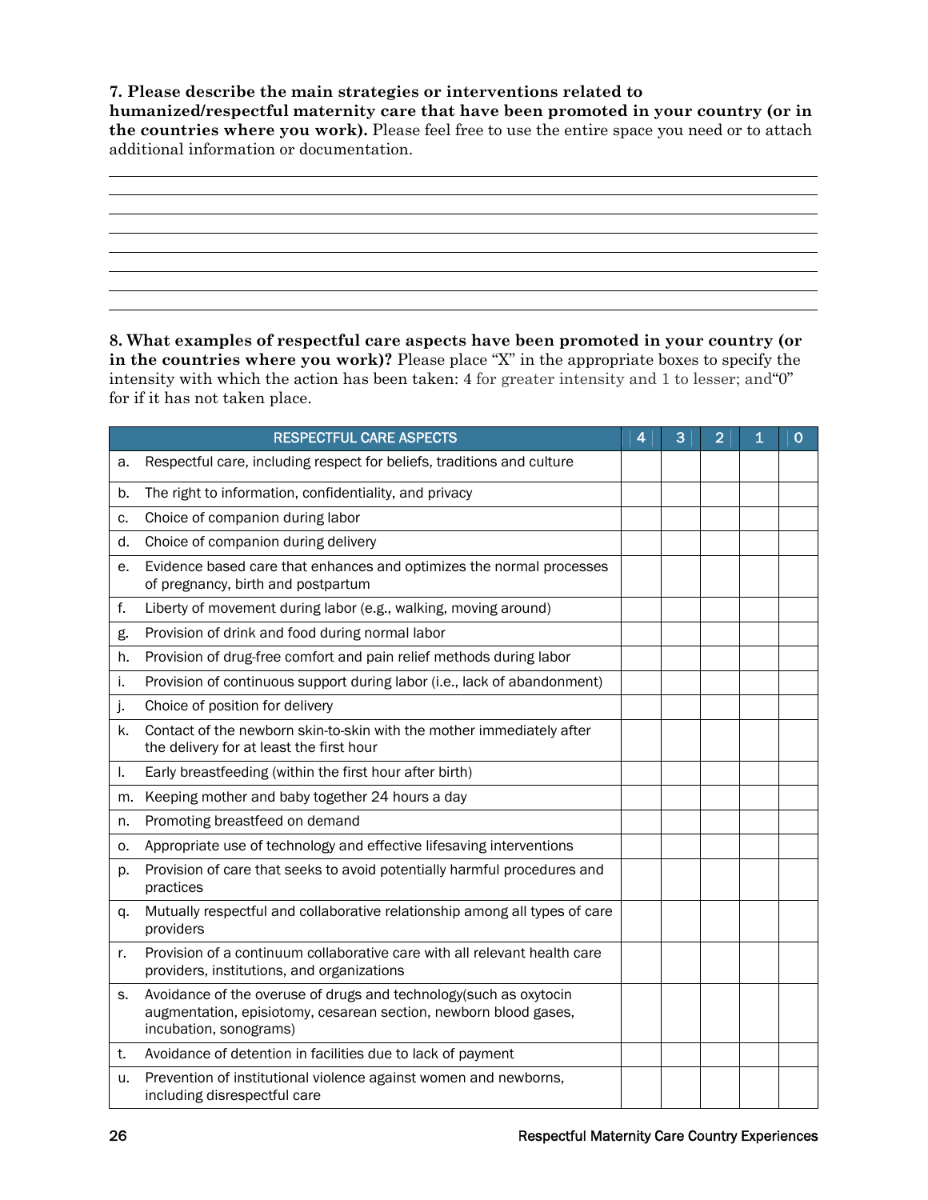**7. Please describe the main strategies or interventions related to humanized/respectful maternity care that have been promoted in your country (or in the countries where you work).** Please feel free to use the entire space you need or to attach additional information or documentation.

\_\_\_\_\_\_\_\_\_\_\_\_\_\_\_\_\_\_\_\_\_\_\_\_\_\_\_\_\_\_\_\_\_\_\_\_\_\_\_\_\_\_\_\_\_\_\_\_\_\_\_\_\_\_\_\_\_\_\_\_\_\_\_\_\_\_\_\_\_\_\_\_\_\_

\_\_\_\_\_\_\_\_\_\_\_\_\_\_\_\_\_\_\_\_\_\_\_\_\_\_\_\_\_\_\_\_\_\_\_\_\_\_\_\_\_\_\_\_\_\_\_\_\_\_\_\_\_\_\_\_\_\_\_\_\_\_\_\_\_\_\_\_\_\_\_\_\_\_

\_\_\_\_\_\_\_\_\_\_\_\_\_\_\_\_\_\_\_\_\_\_\_\_\_\_\_\_\_\_\_\_\_\_\_\_\_\_\_\_\_\_\_\_\_\_\_\_\_\_\_\_\_\_\_\_\_\_\_\_\_\_\_\_\_\_\_\_\_\_\_\_\_\_

\_\_\_\_\_\_\_\_\_\_\_\_\_\_\_\_\_\_\_\_\_\_\_\_\_\_\_\_\_\_\_\_\_\_\_\_\_\_\_\_\_\_\_\_\_\_\_\_\_\_\_\_\_\_\_\_\_\_\_\_\_\_\_\_\_\_\_\_\_\_\_\_\_\_

\_\_\_\_\_\_\_\_\_\_\_\_\_\_\_\_\_\_\_\_\_\_\_\_\_\_\_\_\_\_\_\_\_\_\_\_\_\_\_\_\_\_\_\_\_\_\_\_\_\_\_\_\_\_\_\_\_\_\_\_\_\_\_\_\_\_\_\_\_\_\_\_\_\_

\_\_\_\_\_\_\_\_\_\_\_\_\_\_\_\_\_\_\_\_\_\_\_\_\_\_\_\_\_\_\_\_\_\_\_\_\_\_\_\_\_\_\_\_\_\_\_\_\_\_\_\_\_\_\_\_\_\_\_\_\_\_\_\_\_\_\_\_\_\_\_\_\_\_

\_\_\_\_\_\_\_\_\_\_\_\_\_\_\_\_\_\_\_\_\_\_\_\_\_\_\_\_\_\_\_\_\_\_\_\_\_\_\_\_\_\_\_\_\_\_\_\_\_\_\_\_\_\_\_\_\_\_\_\_\_\_\_\_\_\_\_\_\_\_\_\_\_\_

**8. What examples of respectful care aspects have been promoted in your country (or in the countries where you work)?** Please place "X" in the appropriate boxes to specify the intensity with which the action has been taken: 4 for greater intensity and 1 to lesser; and"0" for if it has not taken place.

| | RESPECTFUL CARE ASPECTS | 4 | 3 | 2 | 1 | 0 |
|---|---|---|---|---|---|---|
| a. | Respectful care, including respect for beliefs, traditions and culture | | | | | |
| b. | The right to information, confidentiality, and privacy | | | | | |
| c. | Choice of companion during labor | | | | | |
| d. | Choice of companion during delivery | | | | | |
| e. | Evidence based care that enhances and optimizes the normal processes of pregnancy, birth and postpartum | | | | | |
| f. | Liberty of movement during labor (e.g., walking, moving around) | | | | | |
| g. | Provision of drink and food during normal labor | | | | | |
| h. | Provision of drug-free comfort and pain relief methods during labor | | | | | |
| i. | Provision of continuous support during labor (i.e., lack of abandonment) | | | | | |
| j. | Choice of position for delivery | | | | | |
| k. | Contact of the newborn skin-to-skin with the mother immediately after the delivery for at least the first hour | | | | | |
| l. | Early breastfeeding (within the first hour after birth) | | | | | |
| m. | Keeping mother and baby together 24 hours a day | | | | | |
| n. | Promoting breastfeed on demand | | | | | |
| o. | Appropriate use of technology and effective lifesaving interventions | | | | | |
| p. | Provision of care that seeks to avoid potentially harmful procedures and practices | | | | | |
| q. | Mutually respectful and collaborative relationship among all types of care providers | | | | | |
| r. | Provision of a continuum collaborative care with all relevant health care providers, institutions, and organizations | | | | | |
| s. | Avoidance of the overuse of drugs and technology(such as oxytocin augmentation, episiotomy, cesarean section, newborn blood gases, incubation, sonograms) | | | | | |
| t. | Avoidance of detention in facilities due to lack of payment | | | | | |
| u. | Prevention of institutional violence against women and newborns, including disrespectful care | | | | | |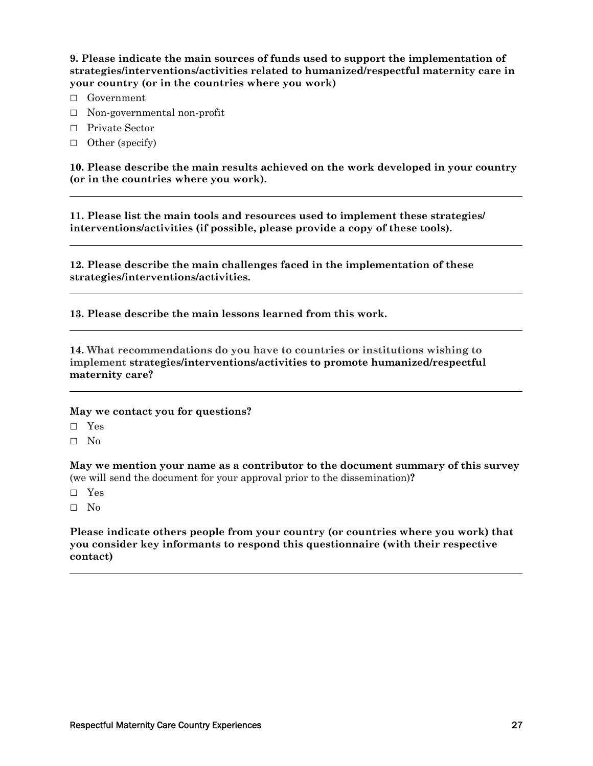**9. Please indicate the main sources of funds used to support the implementation of strategies/interventions/activities related to humanized/respectful maternity care in your country (or in the countries where you work)**

- □ Government
- □ Non-governmental non-profit
- □ Private Sector
- □ Other (specify)

**10. Please describe the main results achieved on the work developed in your country (or in the countries where you work).**

---

**11. Please list the main tools and resources used to implement these strategies/ interventions/activities (if possible, please provide a copy of these tools).**

---

**12. Please describe the main challenges faced in the implementation of these strategies/interventions/activities.**

---

**13. Please describe the main lessons learned from this work.**

---

**14. What recommendations do you have to countries or institutions wishing to implement strategies/interventions/activities to promote humanized/respectful maternity care?**

---

**May we contact you for questions?**

- □ Yes
- □ No

**May we mention your name as a contributor to the document summary of this survey** (we will send the document for your approval prior to the dissemination)**?**

- □ Yes
- □ No

**Please indicate others people from your country (or countries where you work) that you consider key informants to respond this questionnaire (with their respective contact)**

---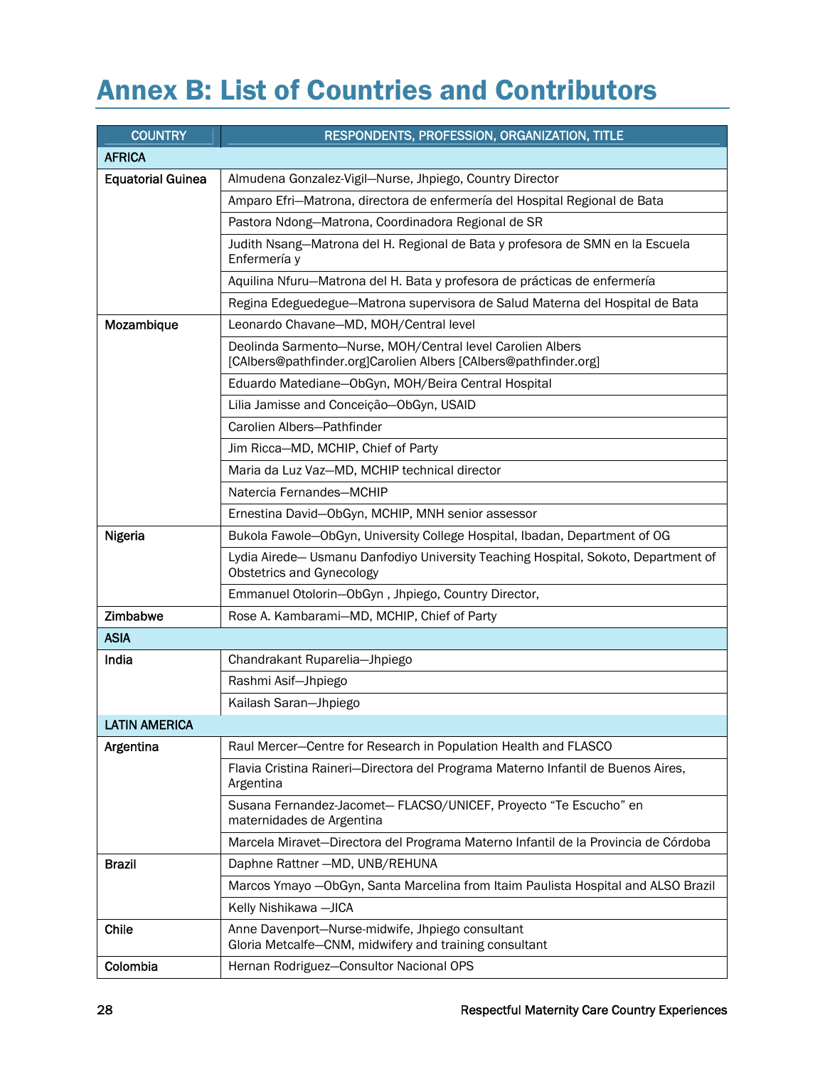# Annex B: List of Countries and Contributors

| COUNTRY | RESPONDENTS, PROFESSION, ORGANIZATION, TITLE |
|---|---|
| **AFRICA** | |
| **Equatorial Guinea** | Almudena Gonzalez-Vigil—Nurse, Jhpiego, Country Director |
| | Amparo Efri—Matrona, directora de enfermería del Hospital Regional de Bata |
| | Pastora Ndong—Matrona, Coordinadora Regional de SR |
| | Judith Nsang—Matrona del H. Regional de Bata y profesora de SMN en la Escuela Enfermería y |
| | Aquilina Nfuru—Matrona del H. Bata y profesora de prácticas de enfermería |
| | Regina Edeguedegue—Matrona supervisora de Salud Materna del Hospital de Bata |
| **Mozambique** | Leonardo Chavane—MD, MOH/Central level |
| | Deolinda Sarmento—Nurse, MOH/Central level Carolien Albers [CAlbers@pathfinder.org]Carolien Albers [CAlbers@pathfinder.org] |
| | Eduardo Matediane—ObGyn, MOH/Beira Central Hospital |
| | Lilia Jamisse and Conceição—ObGyn, USAID |
| | Carolien Albers—Pathfinder |
| | Jim Ricca—MD, MCHIP, Chief of Party |
| | Maria da Luz Vaz—MD, MCHIP technical director |
| | Natercia Fernandes—MCHIP |
| | Ernestina David—ObGyn, MCHIP, MNH senior assessor |
| **Nigeria** | Bukola Fawole—ObGyn, University College Hospital, Ibadan, Department of OG |
| | Lydia Airede— Usmanu Danfodiyo University Teaching Hospital, Sokoto, Department of Obstetrics and Gynecology |
| | Emmanuel Otolorin—ObGyn , Jhpiego, Country Director, |
| **Zimbabwe** | Rose A. Kambarami—MD, MCHIP, Chief of Party |
| **ASIA** | |
| **India** | Chandrakant Ruparelia—Jhpiego |
| | Rashmi Asif—Jhpiego |
| | Kailash Saran—Jhpiego |
| **LATIN AMERICA** | |
| **Argentina** | Raul Mercer—Centre for Research in Population Health and FLASCO |
| | Flavia Cristina Raineri—Directora del Programa Materno Infantil de Buenos Aires, Argentina |
| | Susana Fernandez-Jacomet— FLACSO/UNICEF, Proyecto "Te Escucho" en maternidades de Argentina |
| | Marcela Miravet—Directora del Programa Materno Infantil de la Provincia de Córdoba |
| **Brazil** | Daphne Rattner —MD, UNB/REHUNA |
| | Marcos Ymayo —ObGyn, Santa Marcelina from Itaim Paulista Hospital and ALSO Brazil |
| | Kelly Nishikawa —JICA |
| **Chile** | Anne Davenport—Nurse-midwife, Jhpiego consultant<br>Gloria Metcalfe—CNM, midwifery and training consultant |
| **Colombia** | Hernan Rodriguez—Consultor Nacional OPS |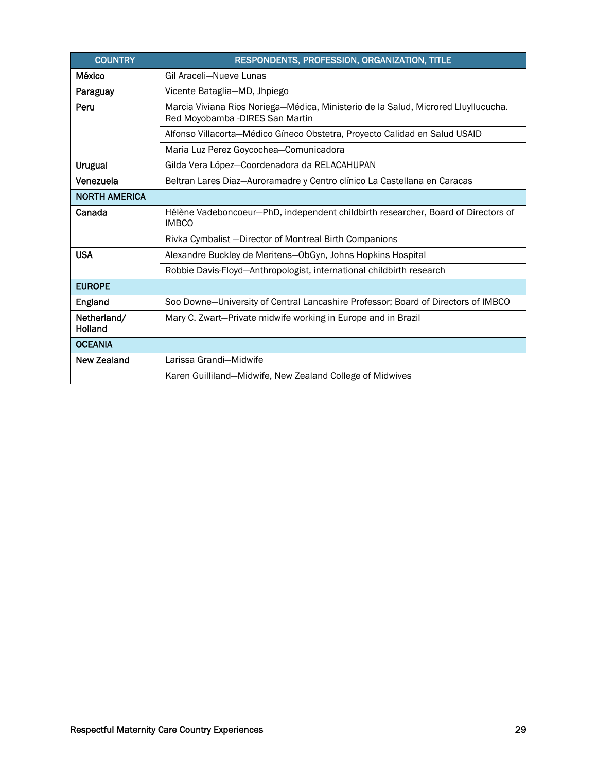| COUNTRY | RESPONDENTS, PROFESSION, ORGANIZATION, TITLE |
|---|---|
| México | Gil Araceli—Nueve Lunas |
| Paraguay | Vicente Bataglia—MD, Jhpiego |
| Peru | Marcia Viviana Rios Noriega—Médica, Ministerio de la Salud, Microred Lluyllucucha. Red Moyobamba -DIRES San Martin |
| | Alfonso Villacorta—Médico Gíneco Obstetra, Proyecto Calidad en Salud USAID |
| | Maria Luz Perez Goycochea—Comunicadora |
| Uruguai | Gilda Vera López—Coordenadora da RELACAHUPAN |
| Venezuela | Beltran Lares Diaz—Auroramadre y Centro clínico La Castellana en Caracas |
| **NORTH AMERICA** | |
| Canada | Hélène Vadeboncoeur—PhD, independent childbirth researcher, Board of Directors of IMBCO |
| | Rivka Cymbalist —Director of Montreal Birth Companions |
| USA | Alexandre Buckley de Meritens—ObGyn, Johns Hopkins Hospital |
| | Robbie Davis-Floyd—Anthropologist, international childbirth research |
| **EUROPE** | |
| England | Soo Downe—University of Central Lancashire Professor; Board of Directors of IMBCO |
| Netherland/ Holland | Mary C. Zwart—Private midwife working in Europe and in Brazil |
| **OCEANIA** | |
| New Zealand | Larissa Grandi—Midwife |
| | Karen Guilliland—Midwife, New Zealand College of Midwives |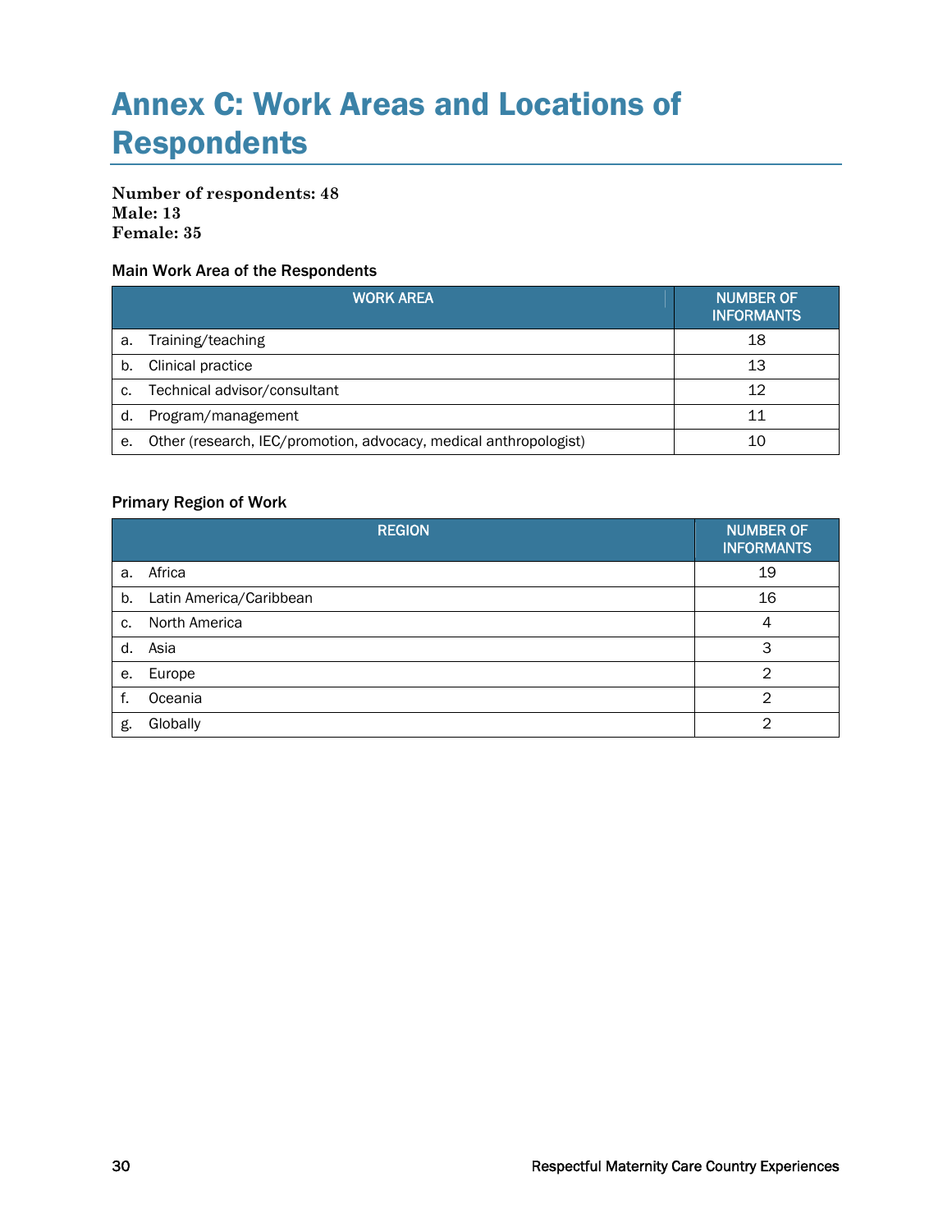# Annex C: Work Areas and Locations of Respondents

**Number of respondents: 48**
**Male: 13**
**Female: 35**

### Main Work Area of the Respondents

| WORK AREA | NUMBER OF INFORMANTS |
|---|---|
| a. Training/teaching | 18 |
| b. Clinical practice | 13 |
| c. Technical advisor/consultant | 12 |
| d. Program/management | 11 |
| e. Other (research, IEC/promotion, advocacy, medical anthropologist) | 10 |

### Primary Region of Work

| REGION | NUMBER OF INFORMANTS |
|---|---|
| a. Africa | 19 |
| b. Latin America/Caribbean | 16 |
| c. North America | 4 |
| d. Asia | 3 |
| e. Europe | 2 |
| f. Oceania | 2 |
| g. Globally | 2 |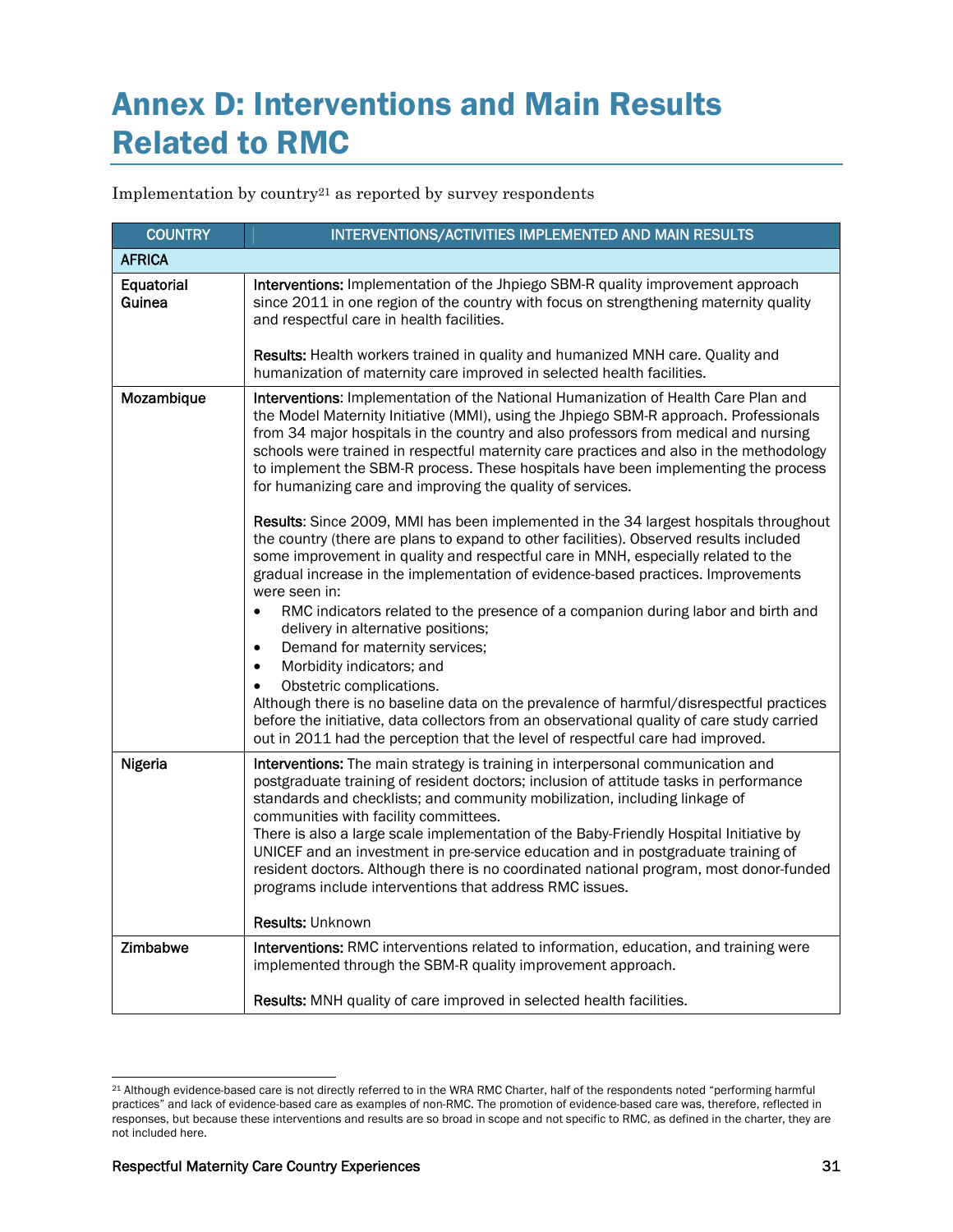# Annex D: Interventions and Main Results Related to RMC

Implementation by country[21] as reported by survey respondents

| COUNTRY | INTERVENTIONS/ACTIVITIES IMPLEMENTED AND MAIN RESULTS |
|---|---|
| **AFRICA** | |
| **Equatorial Guinea** | **Interventions:** Implementation of the Jhpiego SBM-R quality improvement approach since 2011 in one region of the country with focus on strengthening maternity quality and respectful care in health facilities.<br><br>**Results:** Health workers trained in quality and humanized MNH care. Quality and humanization of maternity care improved in selected health facilities. |
| **Mozambique** | **Interventions**: Implementation of the National Humanization of Health Care Plan and the Model Maternity Initiative (MMI), using the Jhpiego SBM-R approach. Professionals from 34 major hospitals in the country and also professors from medical and nursing schools were trained in respectful maternity care practices and also in the methodology to implement the SBM-R process. These hospitals have been implementing the process for humanizing care and improving the quality of services.<br><br>**Results**: Since 2009, MMI has been implemented in the 34 largest hospitals throughout the country (there are plans to expand to other facilities). Observed results included some improvement in quality and respectful care in MNH, especially related to the gradual increase in the implementation of evidence-based practices. Improvements were seen in:<br>• RMC indicators related to the presence of a companion during labor and birth and delivery in alternative positions;<br>• Demand for maternity services;<br>• Morbidity indicators; and<br>• Obstetric complications.<br>Although there is no baseline data on the prevalence of harmful/disrespectful practices before the initiative, data collectors from an observational quality of care study carried out in 2011 had the perception that the level of respectful care had improved. |
| **Nigeria** | **Interventions:** The main strategy is training in interpersonal communication and postgraduate training of resident doctors; inclusion of attitude tasks in performance standards and checklists; and community mobilization, including linkage of communities with facility committees.<br>There is also a large scale implementation of the Baby-Friendly Hospital Initiative by UNICEF and an investment in pre-service education and in postgraduate training of resident doctors. Although there is no coordinated national program, most donor-funded programs include interventions that address RMC issues.<br><br>**Results:** Unknown |
| **Zimbabwe** | **Interventions:** RMC interventions related to information, education, and training were implemented through the SBM-R quality improvement approach.<br><br>**Results:** MNH quality of care improved in selected health facilities. |

[21] Although evidence-based care is not directly referred to in the WRA RMC Charter, half of the respondents noted "performing harmful practices" and lack of evidence-based care as examples of non-RMC. The promotion of evidence-based care was, therefore, reflected in responses, but because these interventions and results are so broad in scope and not specific to RMC, as defined in the charter, they are not included here.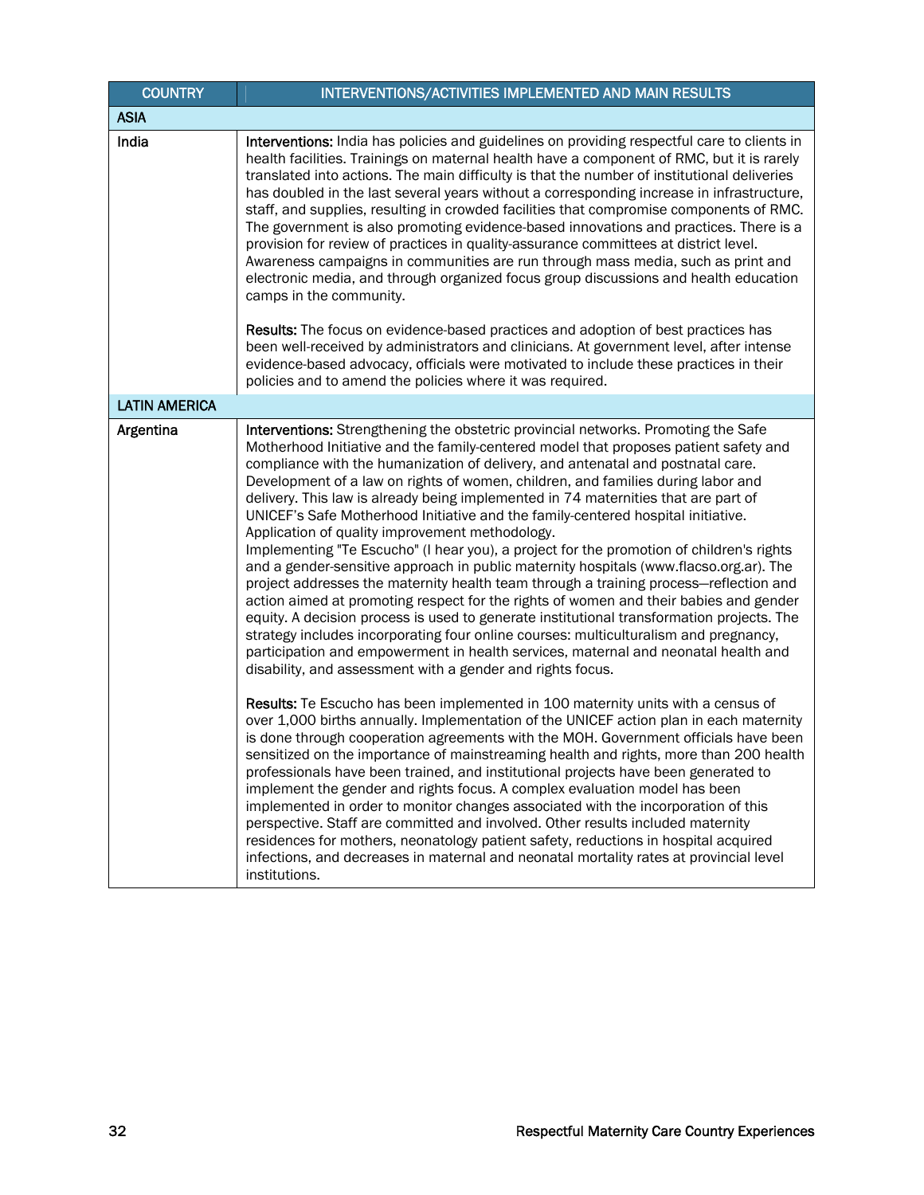| COUNTRY | INTERVENTIONS/ACTIVITIES IMPLEMENTED AND MAIN RESULTS |
|---|---|
| **ASIA** | |
| India | **Interventions:** India has policies and guidelines on providing respectful care to clients in health facilities. Trainings on maternal health have a component of RMC, but it is rarely translated into actions. The main difficulty is that the number of institutional deliveries has doubled in the last several years without a corresponding increase in infrastructure, staff, and supplies, resulting in crowded facilities that compromise components of RMC. The government is also promoting evidence-based innovations and practices. There is a provision for review of practices in quality-assurance committees at district level. Awareness campaigns in communities are run through mass media, such as print and electronic media, and through organized focus group discussions and health education camps in the community.<br><br>**Results:** The focus on evidence-based practices and adoption of best practices has been well-received by administrators and clinicians. At government level, after intense evidence-based advocacy, officials were motivated to include these practices in their policies and to amend the policies where it was required. |
| **LATIN AMERICA** | |
| Argentina | **Interventions:** Strengthening the obstetric provincial networks. Promoting the Safe Motherhood Initiative and the family-centered model that proposes patient safety and compliance with the humanization of delivery, and antenatal and postnatal care. Development of a law on rights of women, children, and families during labor and delivery. This law is already being implemented in 74 maternities that are part of UNICEF's Safe Motherhood Initiative and the family-centered hospital initiative. Application of quality improvement methodology.<br>Implementing "Te Escucho" (I hear you), a project for the promotion of children's rights and a gender-sensitive approach in public maternity hospitals (www.flacso.org.ar). The project addresses the maternity health team through a training process—reflection and action aimed at promoting respect for the rights of women and their babies and gender equity. A decision process is used to generate institutional transformation projects. The strategy includes incorporating four online courses: multiculturalism and pregnancy, participation and empowerment in health services, maternal and neonatal health and disability, and assessment with a gender and rights focus.<br><br>**Results:** Te Escucho has been implemented in 100 maternity units with a census of over 1,000 births annually. Implementation of the UNICEF action plan in each maternity is done through cooperation agreements with the MOH. Government officials have been sensitized on the importance of mainstreaming health and rights, more than 200 health professionals have been trained, and institutional projects have been generated to implement the gender and rights focus. A complex evaluation model has been implemented in order to monitor changes associated with the incorporation of this perspective. Staff are committed and involved. Other results included maternity residences for mothers, neonatology patient safety, reductions in hospital acquired infections, and decreases in maternal and neonatal mortality rates at provincial level institutions. |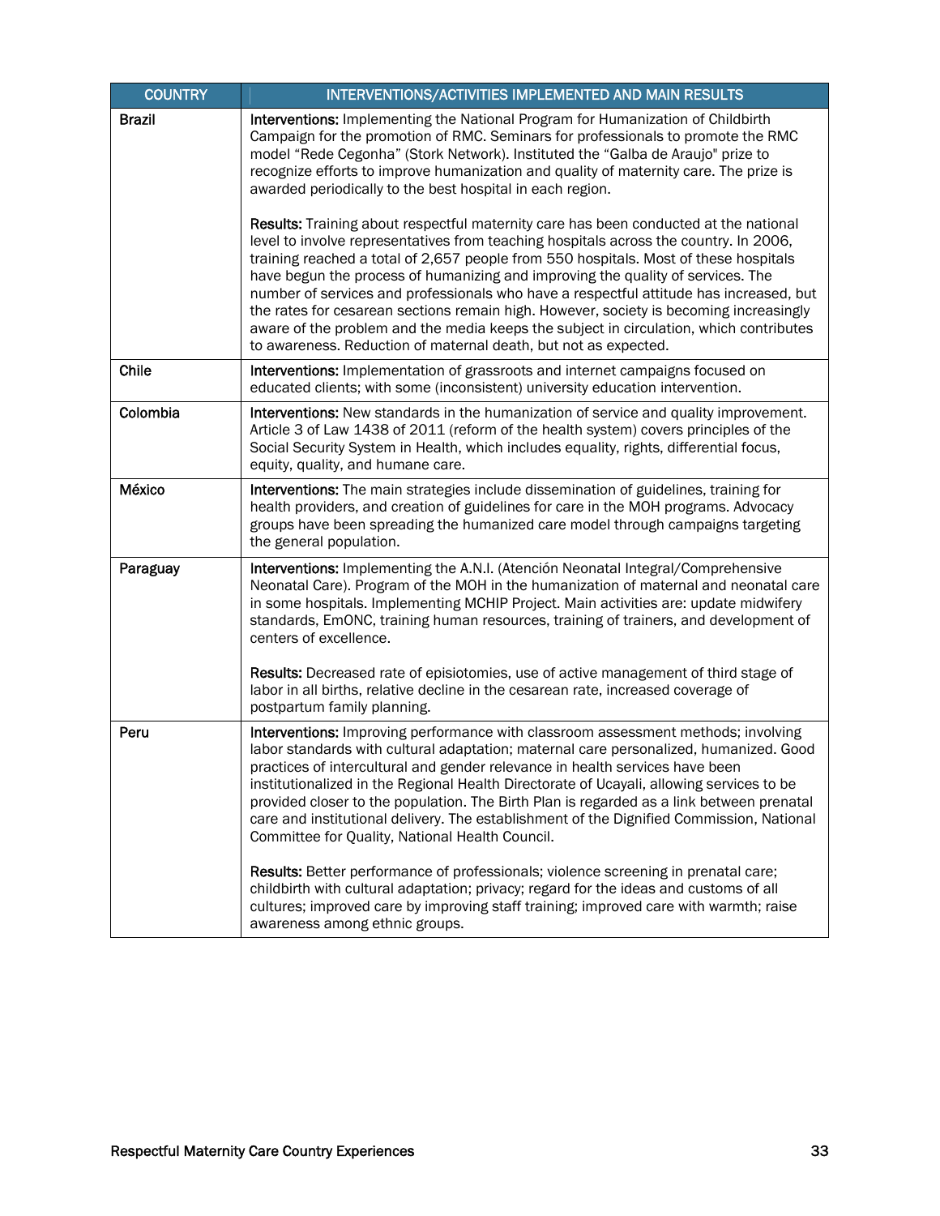| COUNTRY | INTERVENTIONS/ACTIVITIES IMPLEMENTED AND MAIN RESULTS |
|---|---|
| Brazil | **Interventions:** Implementing the National Program for Humanization of Childbirth Campaign for the promotion of RMC. Seminars for professionals to promote the RMC model "Rede Cegonha" (Stork Network). Instituted the "Galba de Araujo" prize to recognize efforts to improve humanization and quality of maternity care. The prize is awarded periodically to the best hospital in each region.<br><br>**Results:** Training about respectful maternity care has been conducted at the national level to involve representatives from teaching hospitals across the country. In 2006, training reached a total of 2,657 people from 550 hospitals. Most of these hospitals have begun the process of humanizing and improving the quality of services. The number of services and professionals who have a respectful attitude has increased, but the rates for cesarean sections remain high. However, society is becoming increasingly aware of the problem and the media keeps the subject in circulation, which contributes to awareness. Reduction of maternal death, but not as expected. |
| Chile | **Interventions:** Implementation of grassroots and internet campaigns focused on educated clients; with some (inconsistent) university education intervention. |
| Colombia | **Interventions:** New standards in the humanization of service and quality improvement. Article 3 of Law 1438 of 2011 (reform of the health system) covers principles of the Social Security System in Health, which includes equality, rights, differential focus, equity, quality, and humane care. |
| México | **Interventions:** The main strategies include dissemination of guidelines, training for health providers, and creation of guidelines for care in the MOH programs. Advocacy groups have been spreading the humanized care model through campaigns targeting the general population. |
| Paraguay | **Interventions:** Implementing the A.N.I. (Atención Neonatal Integral/Comprehensive Neonatal Care). Program of the MOH in the humanization of maternal and neonatal care in some hospitals. Implementing MCHIP Project. Main activities are: update midwifery standards, EmONC, training human resources, training of trainers, and development of centers of excellence.<br><br>**Results:** Decreased rate of episiotomies, use of active management of third stage of labor in all births, relative decline in the cesarean rate, increased coverage of postpartum family planning. |
| Peru | **Interventions:** Improving performance with classroom assessment methods; involving labor standards with cultural adaptation; maternal care personalized, humanized. Good practices of intercultural and gender relevance in health services have been institutionalized in the Regional Health Directorate of Ucayali, allowing services to be provided closer to the population. The Birth Plan is regarded as a link between prenatal care and institutional delivery. The establishment of the Dignified Commission, National Committee for Quality, National Health Council.<br><br>**Results:** Better performance of professionals; violence screening in prenatal care; childbirth with cultural adaptation; privacy; regard for the ideas and customs of all cultures; improved care by improving staff training; improved care with warmth; raise awareness among ethnic groups. |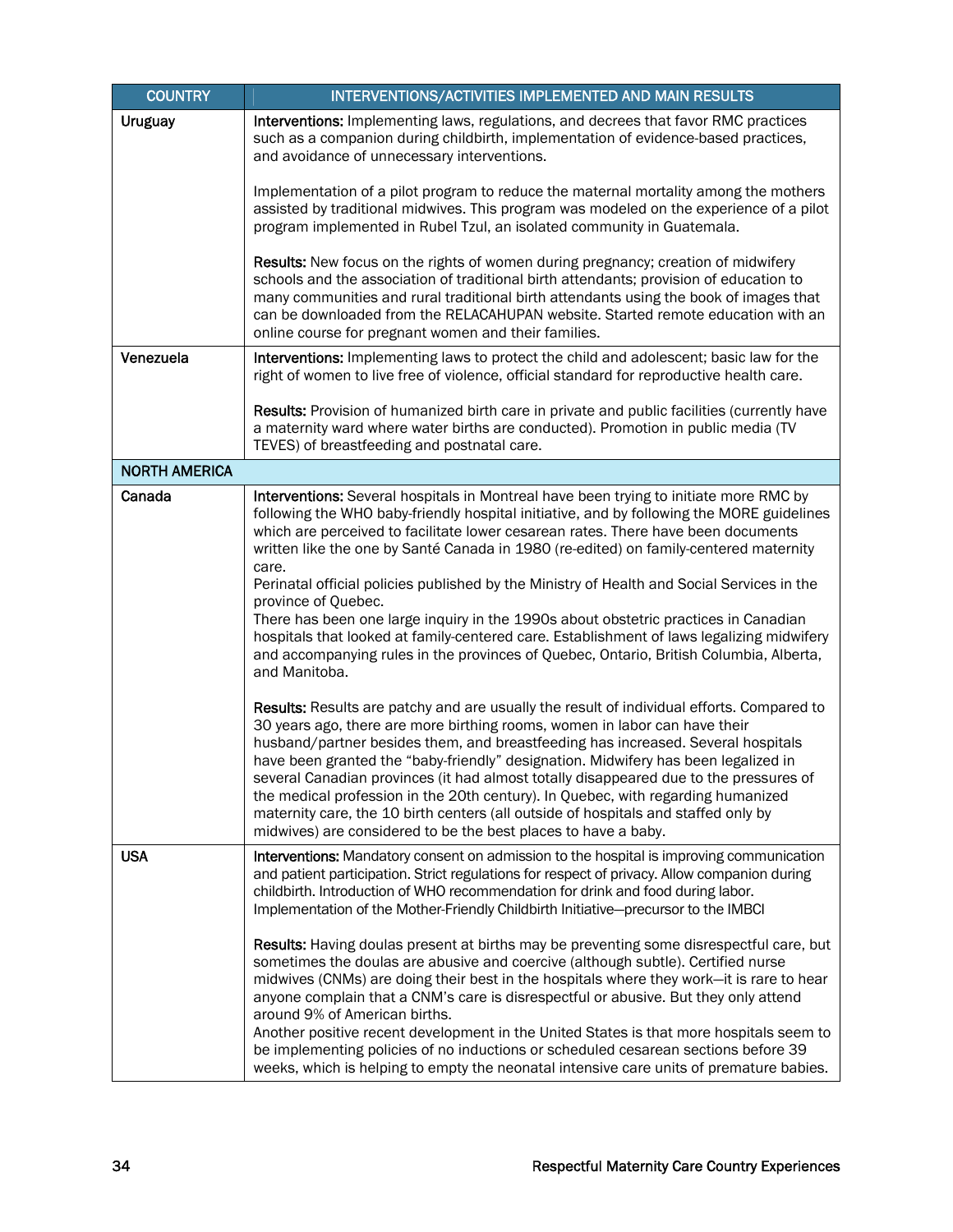| COUNTRY | INTERVENTIONS/ACTIVITIES IMPLEMENTED AND MAIN RESULTS |
|---|---|
| Uruguay | **Interventions:** Implementing laws, regulations, and decrees that favor RMC practices such as a companion during childbirth, implementation of evidence-based practices, and avoidance of unnecessary interventions.<br><br>Implementation of a pilot program to reduce the maternal mortality among the mothers assisted by traditional midwives. This program was modeled on the experience of a pilot program implemented in Rubel Tzul, an isolated community in Guatemala.<br><br>**Results:** New focus on the rights of women during pregnancy; creation of midwifery schools and the association of traditional birth attendants; provision of education to many communities and rural traditional birth attendants using the book of images that can be downloaded from the RELACAHUPAN website. Started remote education with an online course for pregnant women and their families. |
| Venezuela | **Interventions:** Implementing laws to protect the child and adolescent; basic law for the right of women to live free of violence, official standard for reproductive health care.<br><br>**Results:** Provision of humanized birth care in private and public facilities (currently have a maternity ward where water births are conducted). Promotion in public media (TV TEVES) of breastfeeding and postnatal care. |
| **NORTH AMERICA** | |
| Canada | **Interventions:** Several hospitals in Montreal have been trying to initiate more RMC by following the WHO baby-friendly hospital initiative, and by following the MORE guidelines which are perceived to facilitate lower cesarean rates. There have been documents written like the one by Santé Canada in 1980 (re-edited) on family-centered maternity care.<br>Perinatal official policies published by the Ministry of Health and Social Services in the province of Quebec.<br>There has been one large inquiry in the 1990s about obstetric practices in Canadian hospitals that looked at family-centered care. Establishment of laws legalizing midwifery and accompanying rules in the provinces of Quebec, Ontario, British Columbia, Alberta, and Manitoba.<br><br>**Results:** Results are patchy and are usually the result of individual efforts. Compared to 30 years ago, there are more birthing rooms, women in labor can have their husband/partner besides them, and breastfeeding has increased. Several hospitals have been granted the "baby-friendly" designation. Midwifery has been legalized in several Canadian provinces (it had almost totally disappeared due to the pressures of the medical profession in the 20th century). In Quebec, with regarding humanized maternity care, the 10 birth centers (all outside of hospitals and staffed only by midwives) are considered to be the best places to have a baby. |
| USA | **Interventions:** Mandatory consent on admission to the hospital is improving communication and patient participation. Strict regulations for respect of privacy. Allow companion during childbirth. Introduction of WHO recommendation for drink and food during labor. Implementation of the Mother-Friendly Childbirth Initiative—precursor to the IMBCI<br><br>**Results:** Having doulas present at births may be preventing some disrespectful care, but sometimes the doulas are abusive and coercive (although subtle). Certified nurse midwives (CNMs) are doing their best in the hospitals where they work—it is rare to hear anyone complain that a CNM's care is disrespectful or abusive. But they only attend around 9% of American births.<br>Another positive recent development in the United States is that more hospitals seem to be implementing policies of no inductions or scheduled cesarean sections before 39 weeks, which is helping to empty the neonatal intensive care units of premature babies. |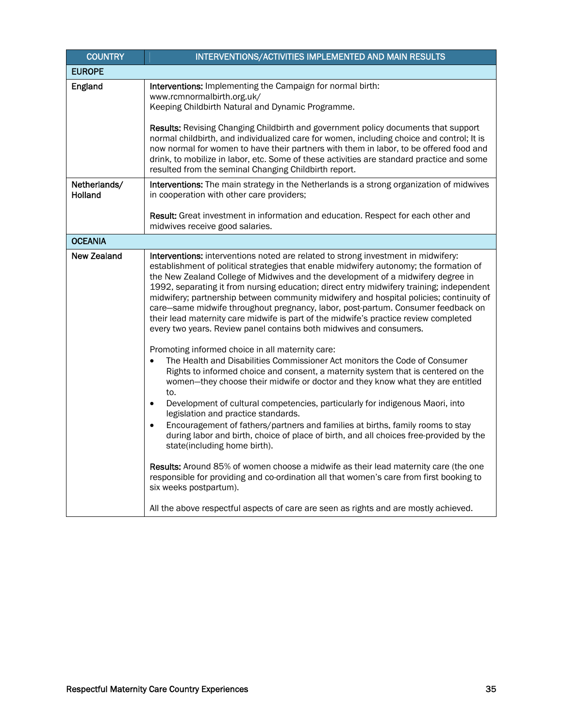| COUNTRY | INTERVENTIONS/ACTIVITIES IMPLEMENTED AND MAIN RESULTS |
|---|---|
| **EUROPE** | |
| England | **Interventions:** Implementing the Campaign for normal birth: www.rcmnormalbirth.org.uk/ Keeping Childbirth Natural and Dynamic Programme.<br><br>**Results:** Revising Changing Childbirth and government policy documents that support normal childbirth, and individualized care for women, including choice and control; It is now normal for women to have their partners with them in labor, to be offered food and drink, to mobilize in labor, etc. Some of these activities are standard practice and some resulted from the seminal Changing Childbirth report. |
| Netherlands/ Holland | **Interventions:** The main strategy in the Netherlands is a strong organization of midwives in cooperation with other care providers;<br><br>**Result:** Great investment in information and education. Respect for each other and midwives receive good salaries. |
| **OCEANIA** | |
| New Zealand | **Interventions:** interventions noted are related to strong investment in midwifery: establishment of political strategies that enable midwifery autonomy; the formation of the New Zealand College of Midwives and the development of a midwifery degree in 1992, separating it from nursing education; direct entry midwifery training; independent midwifery; partnership between community midwifery and hospital policies; continuity of care—same midwife throughout pregnancy, labor, post-partum. Consumer feedback on their lead maternity care midwife is part of the midwife's practice review completed every two years. Review panel contains both midwives and consumers.<br><br>Promoting informed choice in all maternity care:<br>• The Health and Disabilities Commissioner Act monitors the Code of Consumer Rights to informed choice and consent, a maternity system that is centered on the women—they choose their midwife or doctor and they know what they are entitled to.<br>• Development of cultural competencies, particularly for indigenous Maori, into legislation and practice standards.<br>• Encouragement of fathers/partners and families at births, family rooms to stay during labor and birth, choice of place of birth, and all choices free-provided by the state(including home birth).<br><br>**Results:** Around 85% of women choose a midwife as their lead maternity care (the one responsible for providing and co-ordination all that women's care from first booking to six weeks postpartum).<br><br>All the above respectful aspects of care are seen as rights and are mostly achieved. |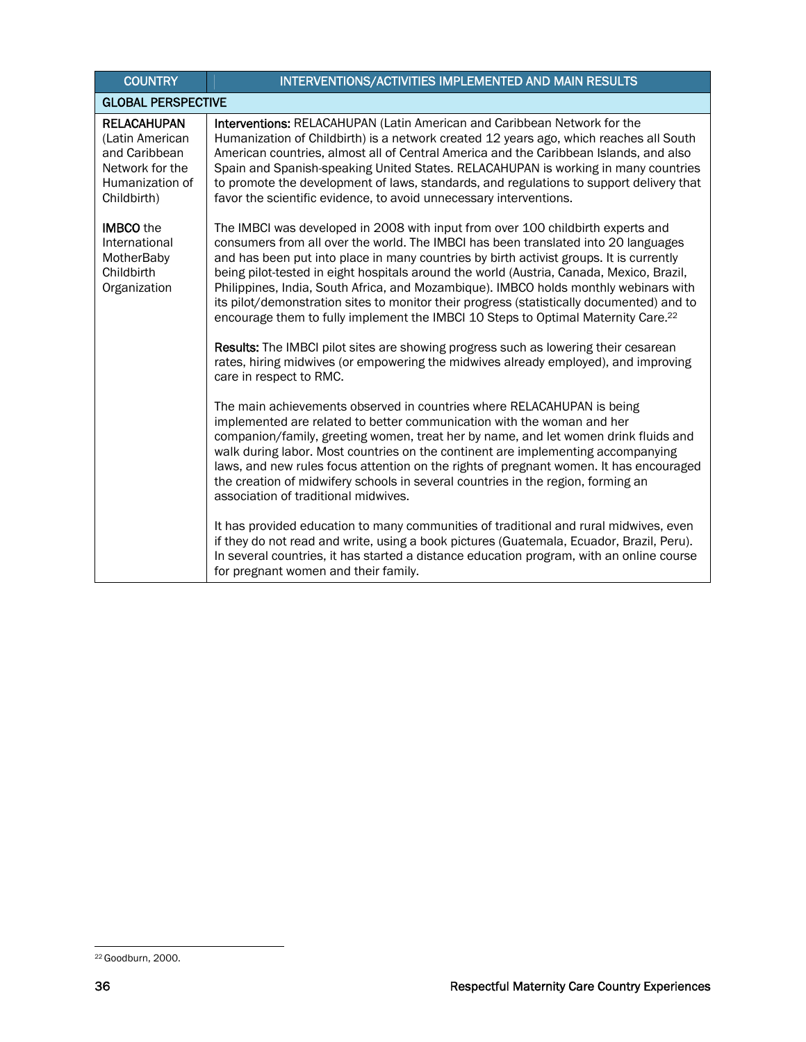| COUNTRY | INTERVENTIONS/ACTIVITIES IMPLEMENTED AND MAIN RESULTS |
|---|---|
| **GLOBAL PERSPECTIVE** | |
| **RELACAHUPAN** (Latin American and Caribbean Network for the Humanization of Childbirth)<br><br>**IMBCO** the International MotherBaby Childbirth Organization | **Interventions:** RELACAHUPAN (Latin American and Caribbean Network for the Humanization of Childbirth) is a network created 12 years ago, which reaches all South American countries, almost all of Central America and the Caribbean Islands, and also Spain and Spanish-speaking United States. RELACAHUPAN is working in many countries to promote the development of laws, standards, and regulations to support delivery that favor the scientific evidence, to avoid unnecessary interventions.<br><br>The IMBCI was developed in 2008 with input from over 100 childbirth experts and consumers from all over the world. The IMBCI has been translated into 20 languages and has been put into place in many countries by birth activist groups. It is currently being pilot-tested in eight hospitals around the world (Austria, Canada, Mexico, Brazil, Philippines, India, South Africa, and Mozambique). IMBCO holds monthly webinars with its pilot/demonstration sites to monitor their progress (statistically documented) and to encourage them to fully implement the IMBCI 10 Steps to Optimal Maternity Care.[22]<br><br>**Results:** The IMBCI pilot sites are showing progress such as lowering their cesarean rates, hiring midwives (or empowering the midwives already employed), and improving care in respect to RMC.<br><br>The main achievements observed in countries where RELACAHUPAN is being implemented are related to better communication with the woman and her companion/family, greeting women, treat her by name, and let women drink fluids and walk during labor. Most countries on the continent are implementing accompanying laws, and new rules focus attention on the rights of pregnant women. It has encouraged the creation of midwifery schools in several countries in the region, forming an association of traditional midwives.<br><br>It has provided education to many communities of traditional and rural midwives, even if they do not read and write, using a book pictures (Guatemala, Ecuador, Brazil, Peru). In several countries, it has started a distance education program, with an online course for pregnant women and their family. |

[22] Goodburn, 2000.